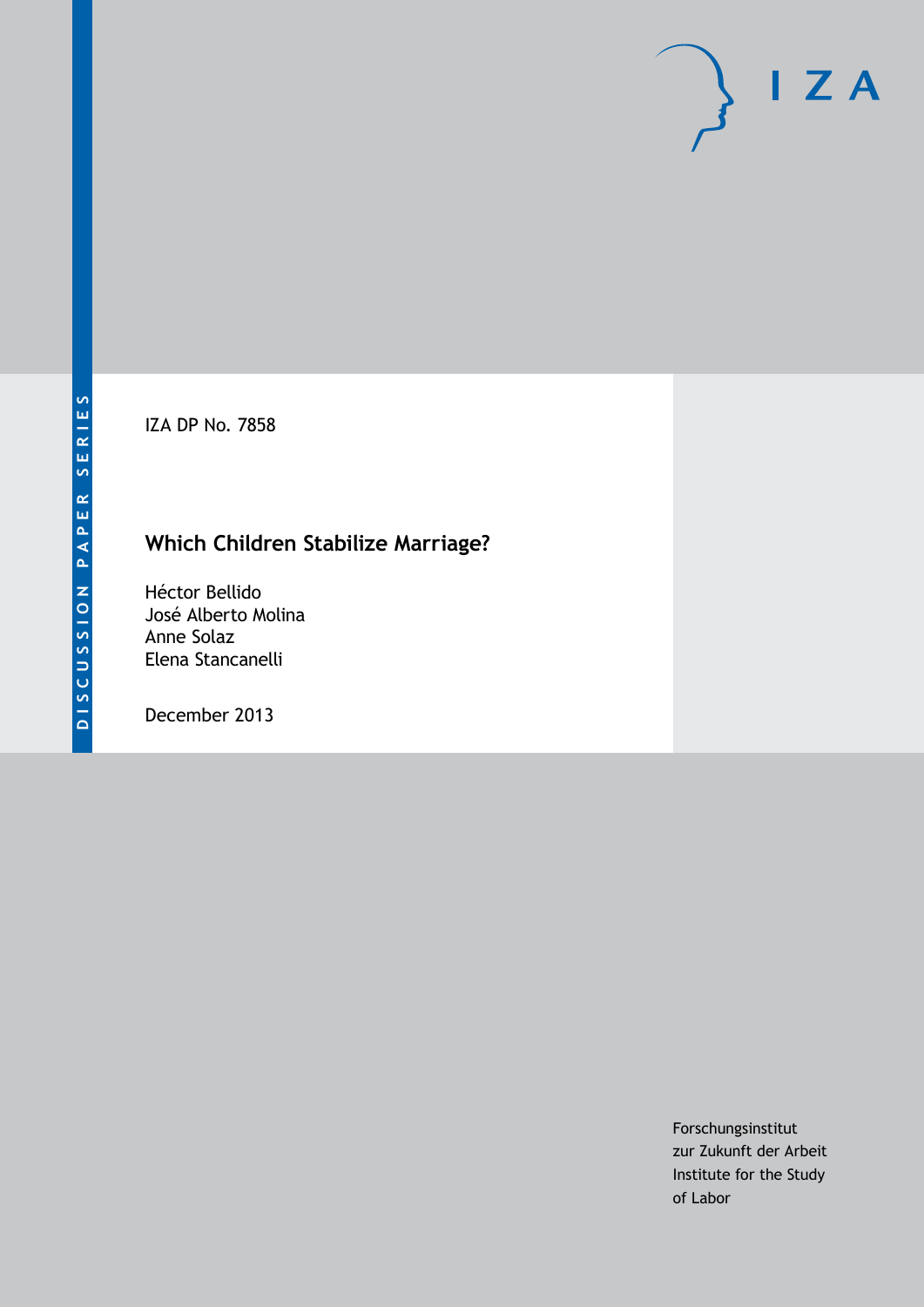DISCUSSION PAPER SERIES

IZA DP No. 7858

# Which Children Stabilize Marriage?

Héctor Bellido
José Alberto Molina
Anne Solaz
Elena Stancanelli

December 2013

Forschungsinstitut
zur Zukunft der Arbeit
Institute for the Study
of Labor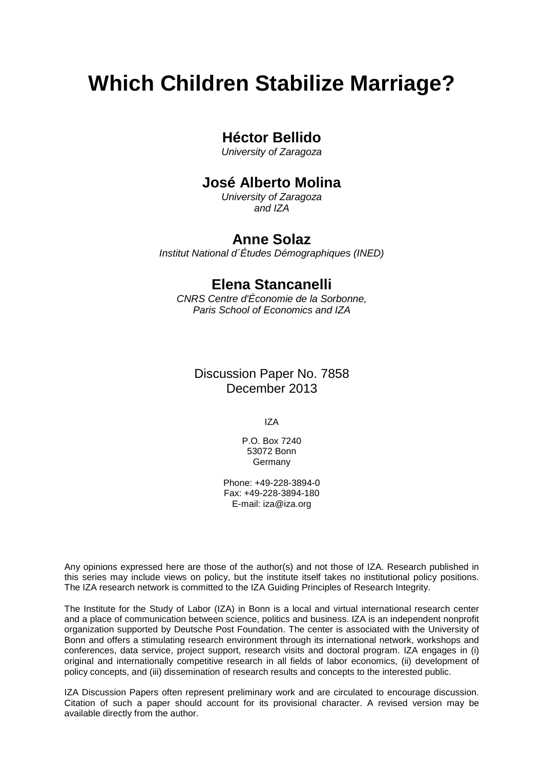# Which Children Stabilize Marriage?

**Héctor Bellido**
*University of Zaragoza*

**José Alberto Molina**
*University of Zaragoza and IZA*

**Anne Solaz**
*Institut National d´Études Démographiques (INED)*

**Elena Stancanelli**
*CNRS Centre d'Économie de la Sorbonne, Paris School of Economics and IZA*

Discussion Paper No. 7858
December 2013

IZA

P.O. Box 7240
53072 Bonn
Germany

Phone: +49-228-3894-0
Fax: +49-228-3894-180
E-mail: iza@iza.org

Any opinions expressed here are those of the author(s) and not those of IZA. Research published in this series may include views on policy, but the institute itself takes no institutional policy positions. The IZA research network is committed to the IZA Guiding Principles of Research Integrity.

The Institute for the Study of Labor (IZA) in Bonn is a local and virtual international research center and a place of communication between science, politics and business. IZA is an independent nonprofit organization supported by Deutsche Post Foundation. The center is associated with the University of Bonn and offers a stimulating research environment through its international network, workshops and conferences, data service, project support, research visits and doctoral program. IZA engages in (i) original and internationally competitive research in all fields of labor economics, (ii) development of policy concepts, and (iii) dissemination of research results and concepts to the interested public.

IZA Discussion Papers often represent preliminary work and are circulated to encourage discussion. Citation of such a paper should account for its provisional character. A revised version may be available directly from the author.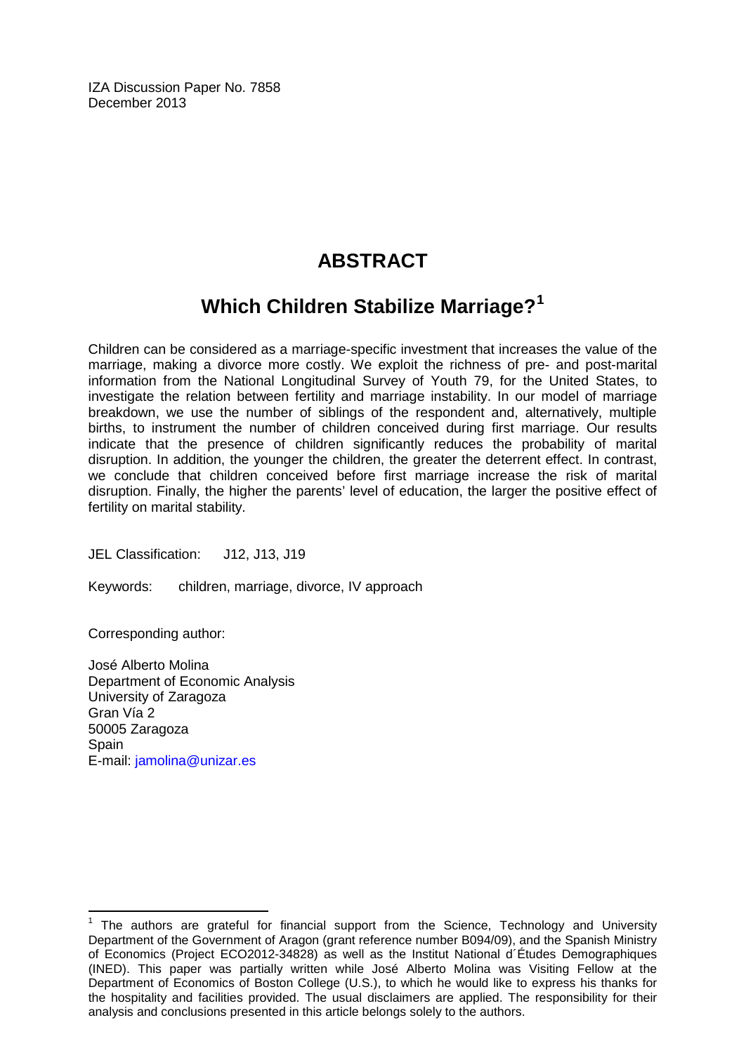IZA Discussion Paper No. 7858
December 2013

# ABSTRACT

## Which Children Stabilize Marriage?[1]

Children can be considered as a marriage-specific investment that increases the value of the marriage, making a divorce more costly. We exploit the richness of pre- and post-marital information from the National Longitudinal Survey of Youth 79, for the United States, to investigate the relation between fertility and marriage instability. In our model of marriage breakdown, we use the number of siblings of the respondent and, alternatively, multiple births, to instrument the number of children conceived during first marriage. Our results indicate that the presence of children significantly reduces the probability of marital disruption. In addition, the younger the children, the greater the deterrent effect. In contrast, we conclude that children conceived before first marriage increase the risk of marital disruption. Finally, the higher the parents' level of education, the larger the positive effect of fertility on marital stability.

JEL Classification: J12, J13, J19

Keywords: children, marriage, divorce, IV approach

Corresponding author:

José Alberto Molina
Department of Economic Analysis
University of Zaragoza
Gran Vía 2
50005 Zaragoza
Spain
E-mail: jamolina@unizar.es

---

[1] The authors are grateful for financial support from the Science, Technology and University Department of the Government of Aragon (grant reference number B094/09), and the Spanish Ministry of Economics (Project ECO2012-34828) as well as the Institut National d´Études Demographiques (INED). This paper was partially written while José Alberto Molina was Visiting Fellow at the Department of Economics of Boston College (U.S.), to which he would like to express his thanks for the hospitality and facilities provided. The usual disclaimers are applied. The responsibility for their analysis and conclusions presented in this article belongs solely to the authors.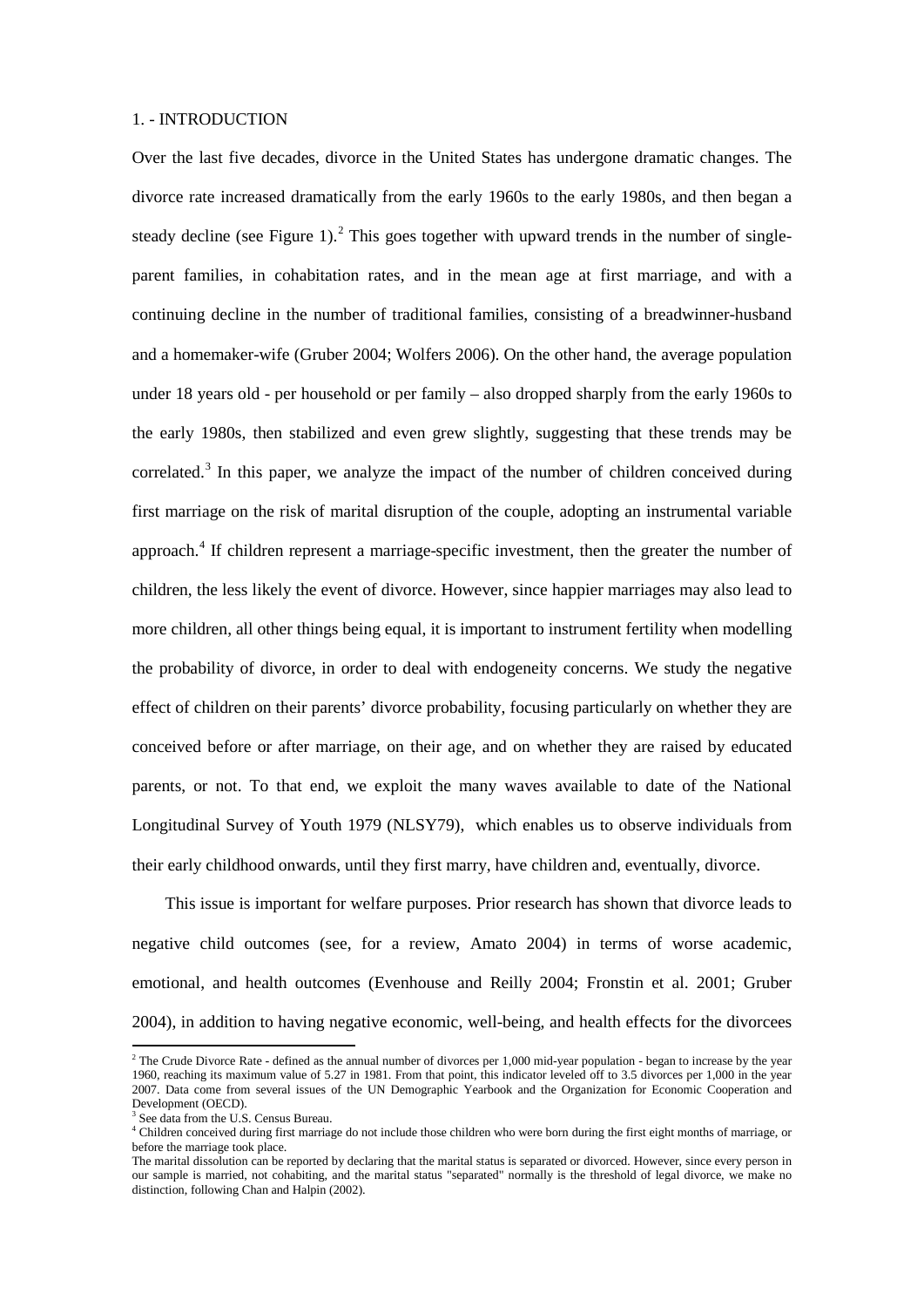## 1. - INTRODUCTION

Over the last five decades, divorce in the United States has undergone dramatic changes. The divorce rate increased dramatically from the early 1960s to the early 1980s, and then began a steady decline (see Figure 1).[2] This goes together with upward trends in the number of single-parent families, in cohabitation rates, and in the mean age at first marriage, and with a continuing decline in the number of traditional families, consisting of a breadwinner-husband and a homemaker-wife (Gruber 2004; Wolfers 2006). On the other hand, the average population under 18 years old - per household or per family – also dropped sharply from the early 1960s to the early 1980s, then stabilized and even grew slightly, suggesting that these trends may be correlated.[3] In this paper, we analyze the impact of the number of children conceived during first marriage on the risk of marital disruption of the couple, adopting an instrumental variable approach.[4] If children represent a marriage-specific investment, then the greater the number of children, the less likely the event of divorce. However, since happier marriages may also lead to more children, all other things being equal, it is important to instrument fertility when modelling the probability of divorce, in order to deal with endogeneity concerns. We study the negative effect of children on their parents' divorce probability, focusing particularly on whether they are conceived before or after marriage, on their age, and on whether they are raised by educated parents, or not. To that end, we exploit the many waves available to date of the National Longitudinal Survey of Youth 1979 (NLSY79), which enables us to observe individuals from their early childhood onwards, until they first marry, have children and, eventually, divorce.

This issue is important for welfare purposes. Prior research has shown that divorce leads to negative child outcomes (see, for a review, Amato 2004) in terms of worse academic, emotional, and health outcomes (Evenhouse and Reilly 2004; Fronstin et al. 2001; Gruber 2004), in addition to having negative economic, well-being, and health effects for the divorcees

[2] The Crude Divorce Rate - defined as the annual number of divorces per 1,000 mid-year population - began to increase by the year 1960, reaching its maximum value of 5.27 in 1981. From that point, this indicator leveled off to 3.5 divorces per 1,000 in the year 2007. Data come from several issues of the UN Demographic Yearbook and the Organization for Economic Cooperation and Development (OECD).

[3] See data from the U.S. Census Bureau.

[4] Children conceived during first marriage do not include those children who were born during the first eight months of marriage, or before the marriage took place.

The marital dissolution can be reported by declaring that the marital status is separated or divorced. However, since every person in our sample is married, not cohabiting, and the marital status "separated" normally is the threshold of legal divorce, we make no distinction, following Chan and Halpin (2002).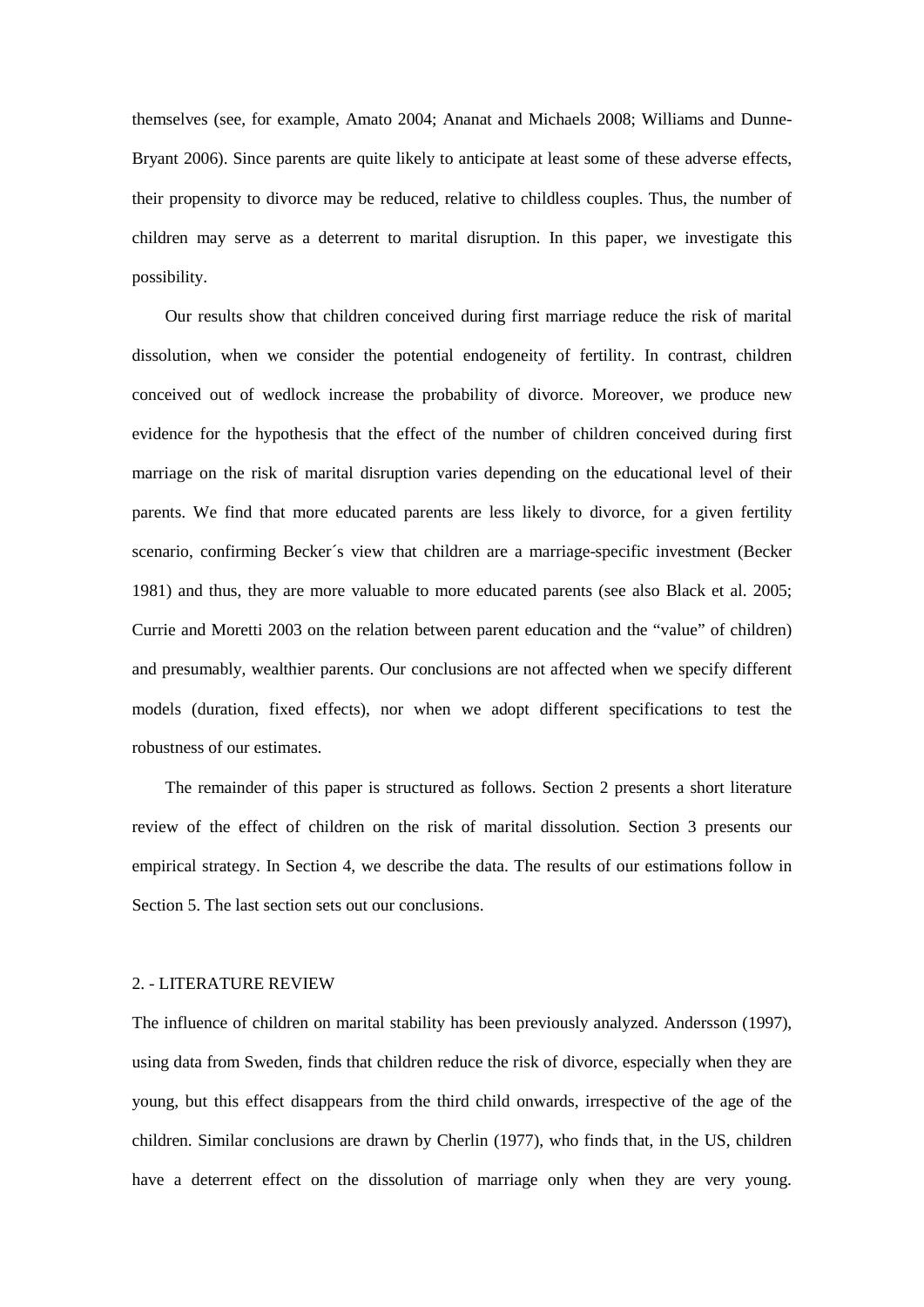themselves (see, for example, Amato 2004; Ananat and Michaels 2008; Williams and Dunne-Bryant 2006). Since parents are quite likely to anticipate at least some of these adverse effects, their propensity to divorce may be reduced, relative to childless couples. Thus, the number of children may serve as a deterrent to marital disruption. In this paper, we investigate this possibility.

Our results show that children conceived during first marriage reduce the risk of marital dissolution, when we consider the potential endogeneity of fertility. In contrast, children conceived out of wedlock increase the probability of divorce. Moreover, we produce new evidence for the hypothesis that the effect of the number of children conceived during first marriage on the risk of marital disruption varies depending on the educational level of their parents. We find that more educated parents are less likely to divorce, for a given fertility scenario, confirming Becker´s view that children are a marriage-specific investment (Becker 1981) and thus, they are more valuable to more educated parents (see also Black et al. 2005; Currie and Moretti 2003 on the relation between parent education and the "value" of children) and presumably, wealthier parents. Our conclusions are not affected when we specify different models (duration, fixed effects), nor when we adopt different specifications to test the robustness of our estimates.

The remainder of this paper is structured as follows. Section 2 presents a short literature review of the effect of children on the risk of marital dissolution. Section 3 presents our empirical strategy. In Section 4, we describe the data. The results of our estimations follow in Section 5. The last section sets out our conclusions.

## 2. - LITERATURE REVIEW

The influence of children on marital stability has been previously analyzed. Andersson (1997), using data from Sweden, finds that children reduce the risk of divorce, especially when they are young, but this effect disappears from the third child onwards, irrespective of the age of the children. Similar conclusions are drawn by Cherlin (1977), who finds that, in the US, children have a deterrent effect on the dissolution of marriage only when they are very young.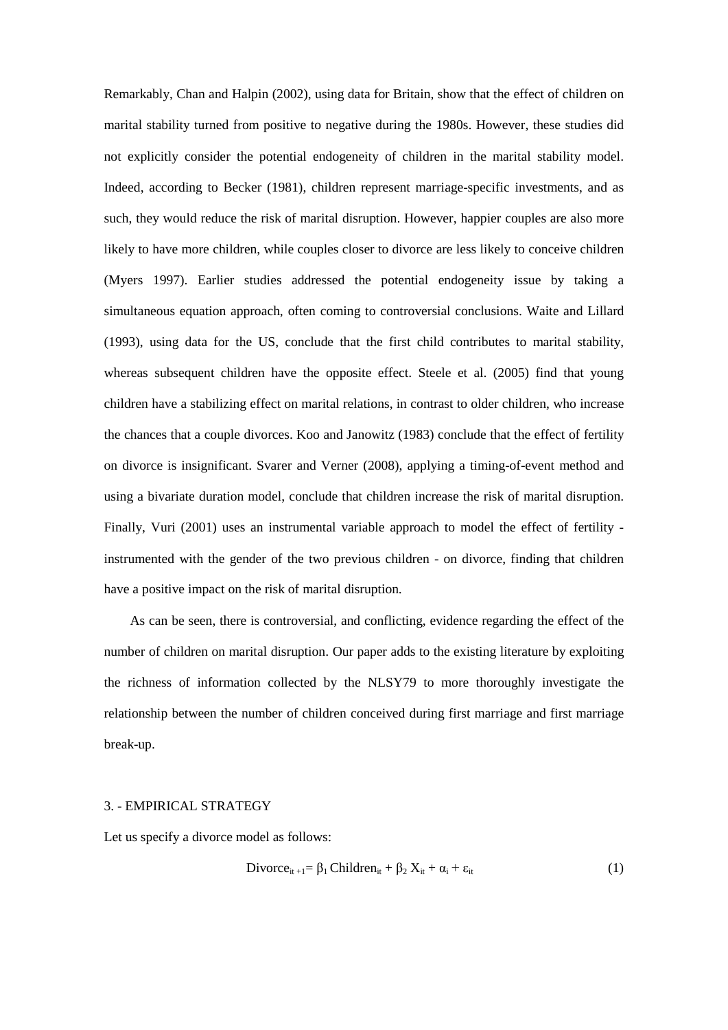Remarkably, Chan and Halpin (2002), using data for Britain, show that the effect of children on marital stability turned from positive to negative during the 1980s. However, these studies did not explicitly consider the potential endogeneity of children in the marital stability model. Indeed, according to Becker (1981), children represent marriage-specific investments, and as such, they would reduce the risk of marital disruption. However, happier couples are also more likely to have more children, while couples closer to divorce are less likely to conceive children (Myers 1997). Earlier studies addressed the potential endogeneity issue by taking a simultaneous equation approach, often coming to controversial conclusions. Waite and Lillard (1993), using data for the US, conclude that the first child contributes to marital stability, whereas subsequent children have the opposite effect. Steele et al. (2005) find that young children have a stabilizing effect on marital relations, in contrast to older children, who increase the chances that a couple divorces. Koo and Janowitz (1983) conclude that the effect of fertility on divorce is insignificant. Svarer and Verner (2008), applying a timing-of-event method and using a bivariate duration model, conclude that children increase the risk of marital disruption. Finally, Vuri (2001) uses an instrumental variable approach to model the effect of fertility - instrumented with the gender of the two previous children - on divorce, finding that children have a positive impact on the risk of marital disruption.

As can be seen, there is controversial, and conflicting, evidence regarding the effect of the number of children on marital disruption. Our paper adds to the existing literature by exploiting the richness of information collected by the NLSY79 to more thoroughly investigate the relationship between the number of children conceived during first marriage and first marriage break-up.

## 3. - EMPIRICAL STRATEGY

Let us specify a divorce model as follows:

$$\text{Divorce}_{it+1} = \beta_1 \text{Children}_{it} + \beta_2 X_{it} + \alpha_i + \varepsilon_{it} \quad (1)$$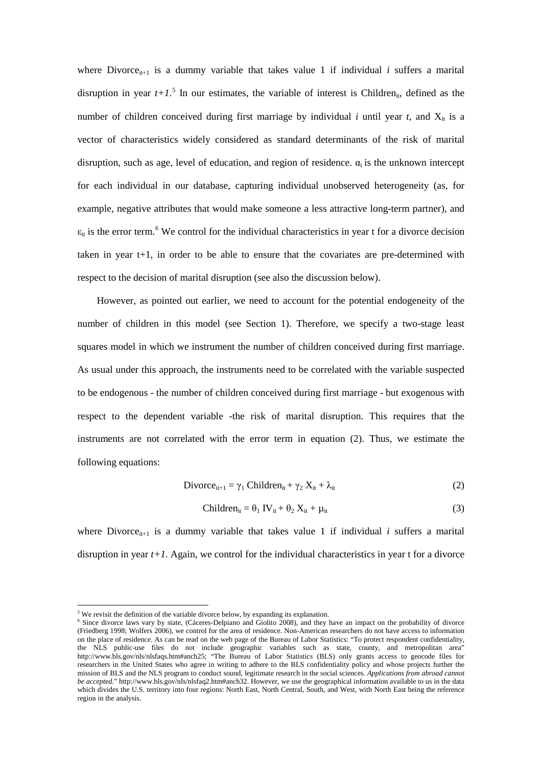where $Divorce_{it+1}$ is a dummy variable that takes value 1 if individual *i* suffers a marital disruption in year *t+1*.[5] In our estimates, the variable of interest is $Children_{it}$, defined as the number of children conceived during first marriage by individual *i* until year *t*, and $X_{it}$ is a vector of characteristics widely considered as standard determinants of the risk of marital disruption, such as age, level of education, and region of residence. $\alpha_i$ is the unknown intercept for each individual in our database, capturing individual unobserved heterogeneity (as, for example, negative attributes that would make someone a less attractive long-term partner), and $\varepsilon_{it}$ is the error term.[6] We control for the individual characteristics in year t for a divorce decision taken in year t+1, in order to be able to ensure that the covariates are pre-determined with respect to the decision of marital disruption (see also the discussion below).

However, as pointed out earlier, we need to account for the potential endogeneity of the number of children in this model (see Section 1). Therefore, we specify a two-stage least squares model in which we instrument the number of children conceived during first marriage. As usual under this approach, the instruments need to be correlated with the variable suspected to be endogenous - the number of children conceived during first marriage - but exogenous with respect to the dependent variable -the risk of marital disruption. This requires that the instruments are not correlated with the error term in equation (2). Thus, we estimate the following equations:

$$Divorce_{it+1} = \gamma_1 \, Children_{it} + \gamma_2 \, X_{it} + \lambda_{it} \tag{2}$$

$$Children_{it} = \theta_1 \, IV_{it} + \theta_2 \, X_{it} + \mu_{it} \tag{3}$$

where $Divorce_{it+1}$ is a dummy variable that takes value 1 if individual *i* suffers a marital disruption in year *t+1*. Again, we control for the individual characteristics in year t for a divorce

---

[5] We revisit the definition of the variable divorce below, by expanding its explanation.

[6] Since divorce laws vary by state, (Cáceres-Delpiano and Giolito 2008), and they have an impact on the probability of divorce (Friedberg 1998; Wolfers 2006), we control for the area of residence. Non-American researchers do not have access to information on the place of residence. As can be read on the web page of the Bureau of Labor Statistics: "To protect respondent confidentiality, the NLS public-use files do not include geographic variables such as state, county, and metropolitan area" http://www.bls.gov/nls/nlsfaqs.htm#anch25; "The Bureau of Labor Statistics (BLS) only grants access to geocode files for researchers in the United States who agree in writing to adhere to the BLS confidentiality policy and whose projects further the mission of BLS and the NLS program to conduct sound, legitimate research in the social sciences. *Applications from abroad cannot be accepted*." http://www.bls.gov/nls/nlsfaq2.htm#anch32. However, we use the geographical information available to us in the data which divides the U.S. territory into four regions: North East, North Central, South, and West, with North East being the reference region in the analysis.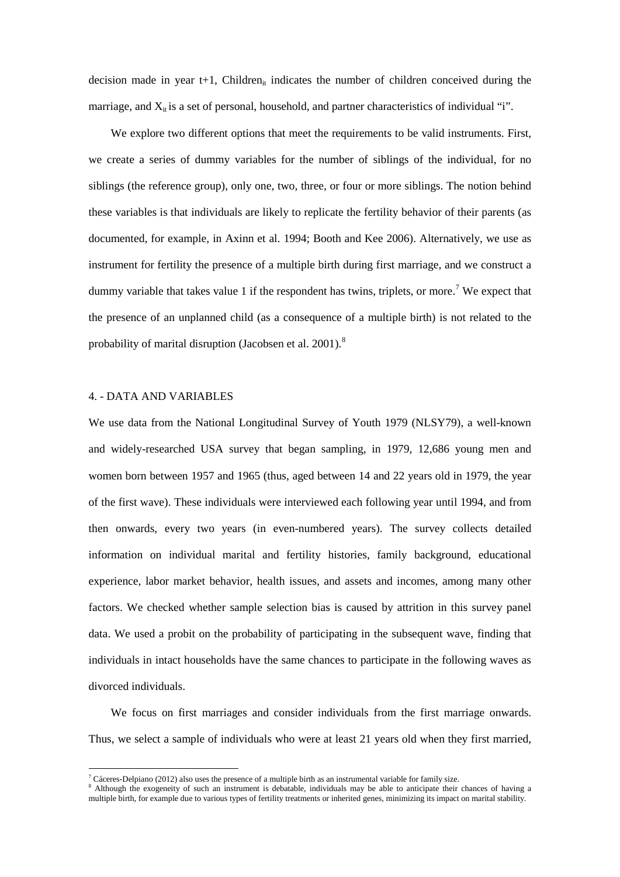decision made in year t+1, $Children_{it}$ indicates the number of children conceived during the marriage, and $X_{it}$ is a set of personal, household, and partner characteristics of individual "i".

We explore two different options that meet the requirements to be valid instruments. First, we create a series of dummy variables for the number of siblings of the individual, for no siblings (the reference group), only one, two, three, or four or more siblings. The notion behind these variables is that individuals are likely to replicate the fertility behavior of their parents (as documented, for example, in Axinn et al. 1994; Booth and Kee 2006). Alternatively, we use as instrument for fertility the presence of a multiple birth during first marriage, and we construct a dummy variable that takes value 1 if the respondent has twins, triplets, or more.[7] We expect that the presence of an unplanned child (as a consequence of a multiple birth) is not related to the probability of marital disruption (Jacobsen et al. 2001).[8]

## 4. - DATA AND VARIABLES

We use data from the National Longitudinal Survey of Youth 1979 (NLSY79), a well-known and widely-researched USA survey that began sampling, in 1979, 12,686 young men and women born between 1957 and 1965 (thus, aged between 14 and 22 years old in 1979, the year of the first wave). These individuals were interviewed each following year until 1994, and from then onwards, every two years (in even-numbered years). The survey collects detailed information on individual marital and fertility histories, family background, educational experience, labor market behavior, health issues, and assets and incomes, among many other factors. We checked whether sample selection bias is caused by attrition in this survey panel data. We used a probit on the probability of participating in the subsequent wave, finding that individuals in intact households have the same chances to participate in the following waves as divorced individuals.

We focus on first marriages and consider individuals from the first marriage onwards. Thus, we select a sample of individuals who were at least 21 years old when they first married,

[7] Cáceres-Delpiano (2012) also uses the presence of a multiple birth as an instrumental variable for family size.

[8] Although the exogeneity of such an instrument is debatable, individuals may be able to anticipate their chances of having a multiple birth, for example due to various types of fertility treatments or inherited genes, minimizing its impact on marital stability.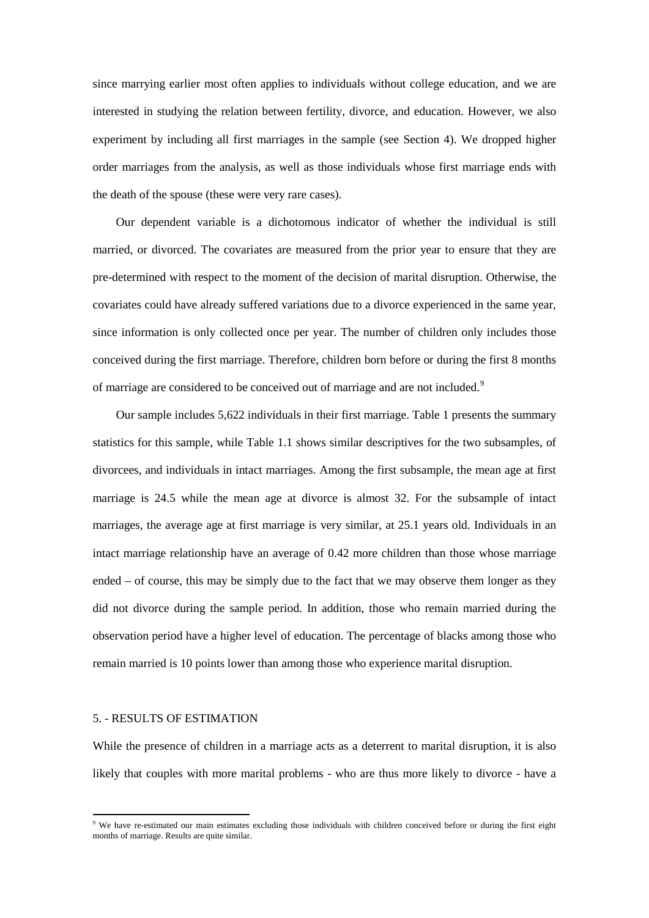since marrying earlier most often applies to individuals without college education, and we are interested in studying the relation between fertility, divorce, and education. However, we also experiment by including all first marriages in the sample (see Section 4). We dropped higher order marriages from the analysis, as well as those individuals whose first marriage ends with the death of the spouse (these were very rare cases).

Our dependent variable is a dichotomous indicator of whether the individual is still married, or divorced. The covariates are measured from the prior year to ensure that they are pre-determined with respect to the moment of the decision of marital disruption. Otherwise, the covariates could have already suffered variations due to a divorce experienced in the same year, since information is only collected once per year. The number of children only includes those conceived during the first marriage. Therefore, children born before or during the first 8 months of marriage are considered to be conceived out of marriage and are not included.[9]

Our sample includes 5,622 individuals in their first marriage. Table 1 presents the summary statistics for this sample, while Table 1.1 shows similar descriptives for the two subsamples, of divorcees, and individuals in intact marriages. Among the first subsample, the mean age at first marriage is 24.5 while the mean age at divorce is almost 32. For the subsample of intact marriages, the average age at first marriage is very similar, at 25.1 years old. Individuals in an intact marriage relationship have an average of 0.42 more children than those whose marriage ended – of course, this may be simply due to the fact that we may observe them longer as they did not divorce during the sample period. In addition, those who remain married during the observation period have a higher level of education. The percentage of blacks among those who remain married is 10 points lower than among those who experience marital disruption.

## 5. - RESULTS OF ESTIMATION

While the presence of children in a marriage acts as a deterrent to marital disruption, it is also likely that couples with more marital problems - who are thus more likely to divorce - have a

[9] We have re-estimated our main estimates excluding those individuals with children conceived before or during the first eight months of marriage. Results are quite similar.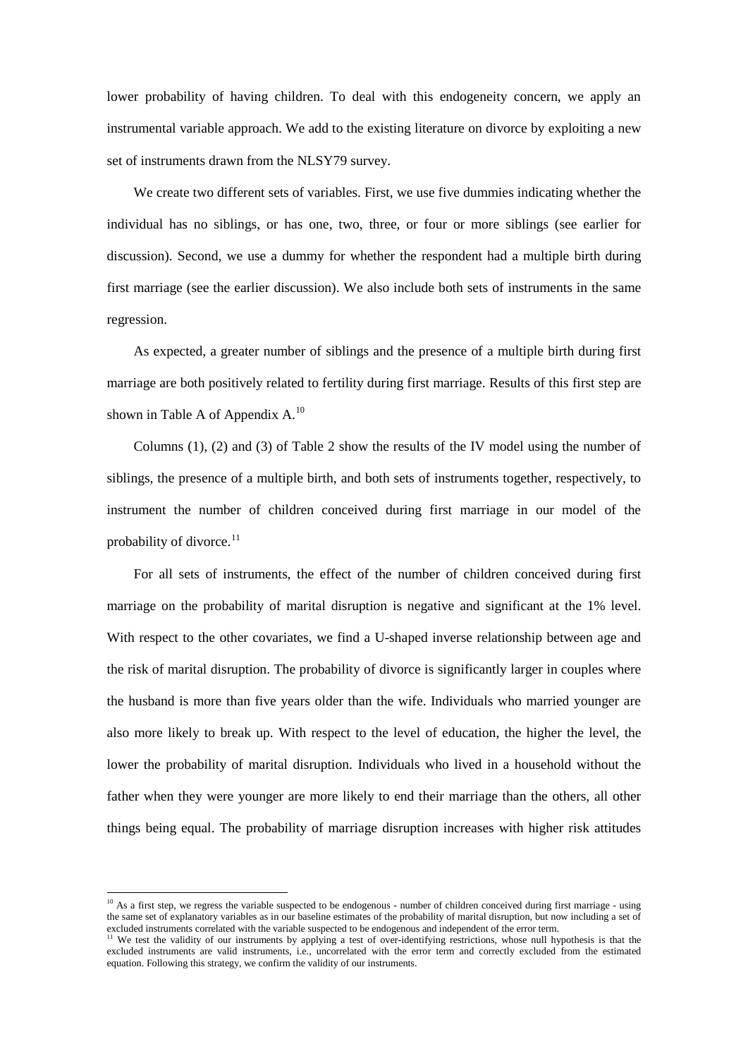lower probability of having children. To deal with this endogeneity concern, we apply an instrumental variable approach. We add to the existing literature on divorce by exploiting a new set of instruments drawn from the NLSY79 survey.

We create two different sets of variables. First, we use five dummies indicating whether the individual has no siblings, or has one, two, three, or four or more siblings (see earlier for discussion). Second, we use a dummy for whether the respondent had a multiple birth during first marriage (see the earlier discussion). We also include both sets of instruments in the same regression.

As expected, a greater number of siblings and the presence of a multiple birth during first marriage are both positively related to fertility during first marriage. Results of this first step are shown in Table A of Appendix A.[10]

Columns (1), (2) and (3) of Table 2 show the results of the IV model using the number of siblings, the presence of a multiple birth, and both sets of instruments together, respectively, to instrument the number of children conceived during first marriage in our model of the probability of divorce.[11]

For all sets of instruments, the effect of the number of children conceived during first marriage on the probability of marital disruption is negative and significant at the 1% level. With respect to the other covariates, we find a U-shaped inverse relationship between age and the risk of marital disruption. The probability of divorce is significantly larger in couples where the husband is more than five years older than the wife. Individuals who married younger are also more likely to break up. With respect to the level of education, the higher the level, the lower the probability of marital disruption. Individuals who lived in a household without the father when they were younger are more likely to end their marriage than the others, all other things being equal. The probability of marriage disruption increases with higher risk attitudes

---

[10] As a first step, we regress the variable suspected to be endogenous - number of children conceived during first marriage - using the same set of explanatory variables as in our baseline estimates of the probability of marital disruption, but now including a set of excluded instruments correlated with the variable suspected to be endogenous and independent of the error term.

[11] We test the validity of our instruments by applying a test of over-identifying restrictions, whose null hypothesis is that the excluded instruments are valid instruments, i.e., uncorrelated with the error term and correctly excluded from the estimated equation. Following this strategy, we confirm the validity of our instruments.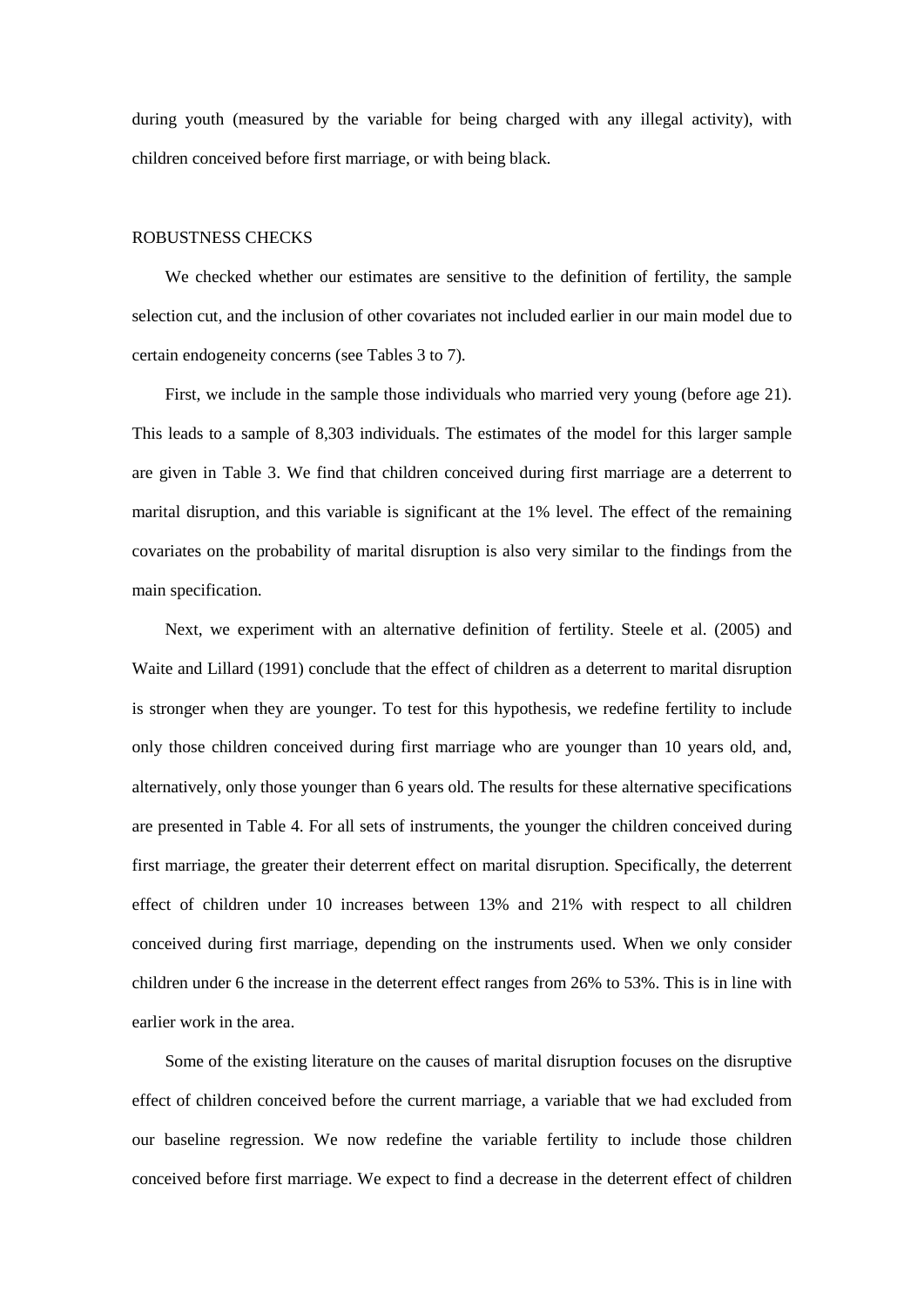during youth (measured by the variable for being charged with any illegal activity), with children conceived before first marriage, or with being black.

## ROBUSTNESS CHECKS

We checked whether our estimates are sensitive to the definition of fertility, the sample selection cut, and the inclusion of other covariates not included earlier in our main model due to certain endogeneity concerns (see Tables 3 to 7).

First, we include in the sample those individuals who married very young (before age 21). This leads to a sample of 8,303 individuals. The estimates of the model for this larger sample are given in Table 3. We find that children conceived during first marriage are a deterrent to marital disruption, and this variable is significant at the 1% level. The effect of the remaining covariates on the probability of marital disruption is also very similar to the findings from the main specification.

Next, we experiment with an alternative definition of fertility. Steele et al. (2005) and Waite and Lillard (1991) conclude that the effect of children as a deterrent to marital disruption is stronger when they are younger. To test for this hypothesis, we redefine fertility to include only those children conceived during first marriage who are younger than 10 years old, and, alternatively, only those younger than 6 years old. The results for these alternative specifications are presented in Table 4. For all sets of instruments, the younger the children conceived during first marriage, the greater their deterrent effect on marital disruption. Specifically, the deterrent effect of children under 10 increases between 13% and 21% with respect to all children conceived during first marriage, depending on the instruments used. When we only consider children under 6 the increase in the deterrent effect ranges from 26% to 53%. This is in line with earlier work in the area.

Some of the existing literature on the causes of marital disruption focuses on the disruptive effect of children conceived before the current marriage, a variable that we had excluded from our baseline regression. We now redefine the variable fertility to include those children conceived before first marriage. We expect to find a decrease in the deterrent effect of children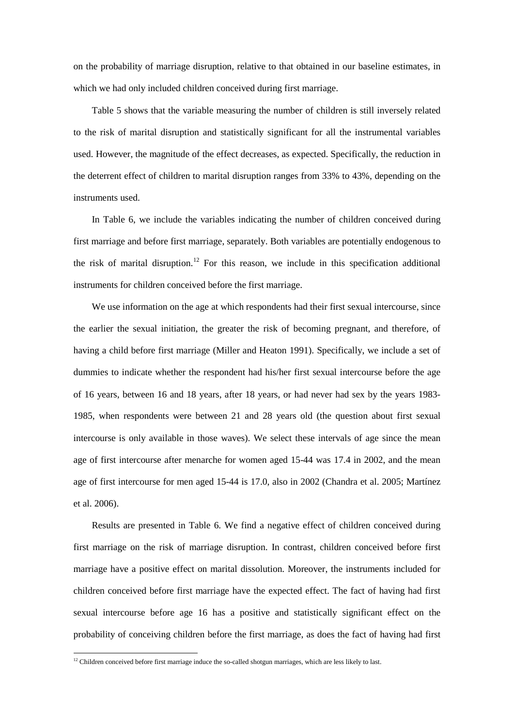on the probability of marriage disruption, relative to that obtained in our baseline estimates, in which we had only included children conceived during first marriage.

Table 5 shows that the variable measuring the number of children is still inversely related to the risk of marital disruption and statistically significant for all the instrumental variables used. However, the magnitude of the effect decreases, as expected. Specifically, the reduction in the deterrent effect of children to marital disruption ranges from 33% to 43%, depending on the instruments used.

In Table 6, we include the variables indicating the number of children conceived during first marriage and before first marriage, separately. Both variables are potentially endogenous to the risk of marital disruption.[12] For this reason, we include in this specification additional instruments for children conceived before the first marriage.

We use information on the age at which respondents had their first sexual intercourse, since the earlier the sexual initiation, the greater the risk of becoming pregnant, and therefore, of having a child before first marriage (Miller and Heaton 1991). Specifically, we include a set of dummies to indicate whether the respondent had his/her first sexual intercourse before the age of 16 years, between 16 and 18 years, after 18 years, or had never had sex by the years 1983-1985, when respondents were between 21 and 28 years old (the question about first sexual intercourse is only available in those waves). We select these intervals of age since the mean age of first intercourse after menarche for women aged 15-44 was 17.4 in 2002, and the mean age of first intercourse for men aged 15-44 is 17.0, also in 2002 (Chandra et al. 2005; Martínez et al. 2006).

Results are presented in Table 6. We find a negative effect of children conceived during first marriage on the risk of marriage disruption. In contrast, children conceived before first marriage have a positive effect on marital dissolution. Moreover, the instruments included for children conceived before first marriage have the expected effect. The fact of having had first sexual intercourse before age 16 has a positive and statistically significant effect on the probability of conceiving children before the first marriage, as does the fact of having had first

[12] Children conceived before first marriage induce the so-called shotgun marriages, which are less likely to last.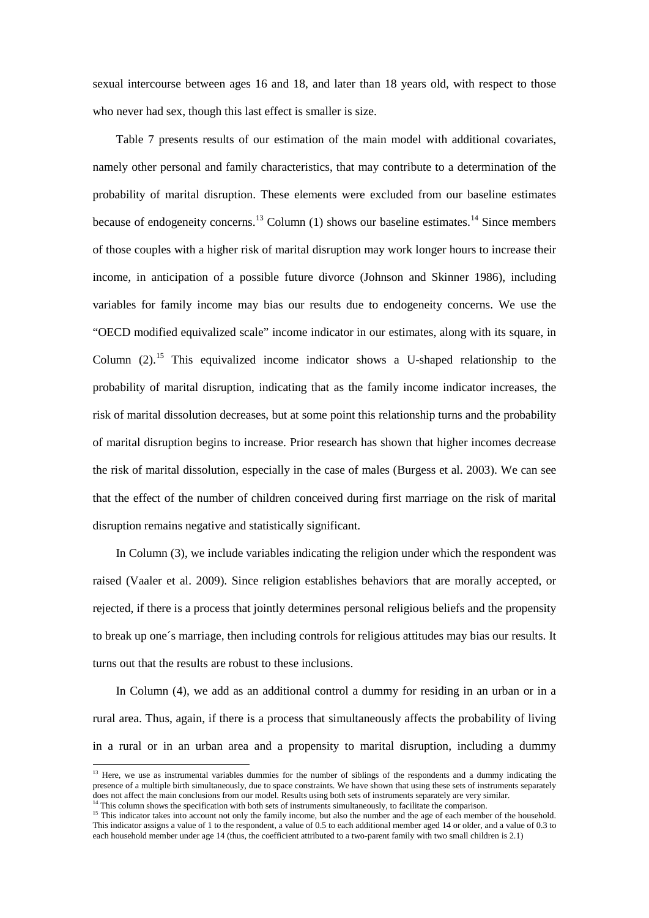sexual intercourse between ages 16 and 18, and later than 18 years old, with respect to those who never had sex, though this last effect is smaller is size.

Table 7 presents results of our estimation of the main model with additional covariates, namely other personal and family characteristics, that may contribute to a determination of the probability of marital disruption. These elements were excluded from our baseline estimates because of endogeneity concerns.[13] Column (1) shows our baseline estimates.[14] Since members of those couples with a higher risk of marital disruption may work longer hours to increase their income, in anticipation of a possible future divorce (Johnson and Skinner 1986), including variables for family income may bias our results due to endogeneity concerns. We use the "OECD modified equivalized scale" income indicator in our estimates, along with its square, in Column (2).[15] This equivalized income indicator shows a U-shaped relationship to the probability of marital disruption, indicating that as the family income indicator increases, the risk of marital dissolution decreases, but at some point this relationship turns and the probability of marital disruption begins to increase. Prior research has shown that higher incomes decrease the risk of marital dissolution, especially in the case of males (Burgess et al. 2003). We can see that the effect of the number of children conceived during first marriage on the risk of marital disruption remains negative and statistically significant.

In Column (3), we include variables indicating the religion under which the respondent was raised (Vaaler et al. 2009). Since religion establishes behaviors that are morally accepted, or rejected, if there is a process that jointly determines personal religious beliefs and the propensity to break up one´s marriage, then including controls for religious attitudes may bias our results. It turns out that the results are robust to these inclusions.

In Column (4), we add as an additional control a dummy for residing in an urban or in a rural area. Thus, again, if there is a process that simultaneously affects the probability of living in a rural or in an urban area and a propensity to marital disruption, including a dummy

---

[13] Here, we use as instrumental variables dummies for the number of siblings of the respondents and a dummy indicating the presence of a multiple birth simultaneously, due to space constraints. We have shown that using these sets of instruments separately does not affect the main conclusions from our model. Results using both sets of instruments separately are very similar.

[14] This column shows the specification with both sets of instruments simultaneously, to facilitate the comparison.

[15] This indicator takes into account not only the family income, but also the number and the age of each member of the household. This indicator assigns a value of 1 to the respondent, a value of 0.5 to each additional member aged 14 or older, and a value of 0.3 to each household member under age 14 (thus, the coefficient attributed to a two-parent family with two small children is 2.1)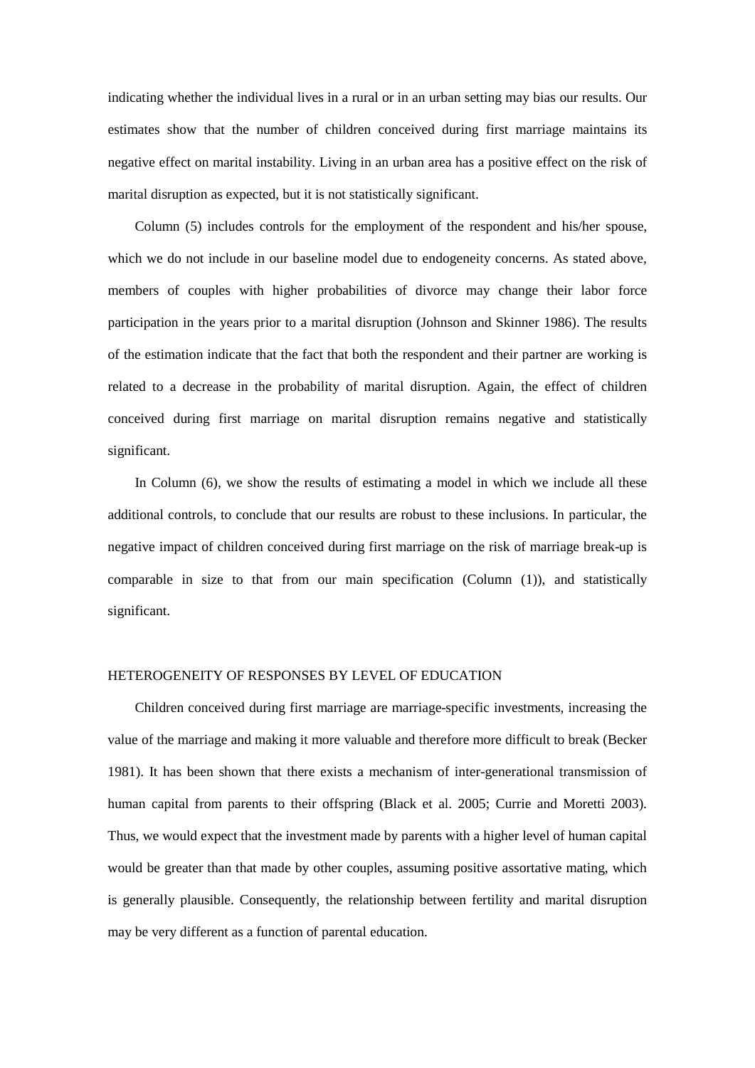indicating whether the individual lives in a rural or in an urban setting may bias our results. Our estimates show that the number of children conceived during first marriage maintains its negative effect on marital instability. Living in an urban area has a positive effect on the risk of marital disruption as expected, but it is not statistically significant.

Column (5) includes controls for the employment of the respondent and his/her spouse, which we do not include in our baseline model due to endogeneity concerns. As stated above, members of couples with higher probabilities of divorce may change their labor force participation in the years prior to a marital disruption (Johnson and Skinner 1986). The results of the estimation indicate that the fact that both the respondent and their partner are working is related to a decrease in the probability of marital disruption. Again, the effect of children conceived during first marriage on marital disruption remains negative and statistically significant.

In Column (6), we show the results of estimating a model in which we include all these additional controls, to conclude that our results are robust to these inclusions. In particular, the negative impact of children conceived during first marriage on the risk of marriage break-up is comparable in size to that from our main specification (Column (1)), and statistically significant.

## HETEROGENEITY OF RESPONSES BY LEVEL OF EDUCATION

Children conceived during first marriage are marriage-specific investments, increasing the value of the marriage and making it more valuable and therefore more difficult to break (Becker 1981). It has been shown that there exists a mechanism of inter-generational transmission of human capital from parents to their offspring (Black et al. 2005; Currie and Moretti 2003). Thus, we would expect that the investment made by parents with a higher level of human capital would be greater than that made by other couples, assuming positive assortative mating, which is generally plausible. Consequently, the relationship between fertility and marital disruption may be very different as a function of parental education.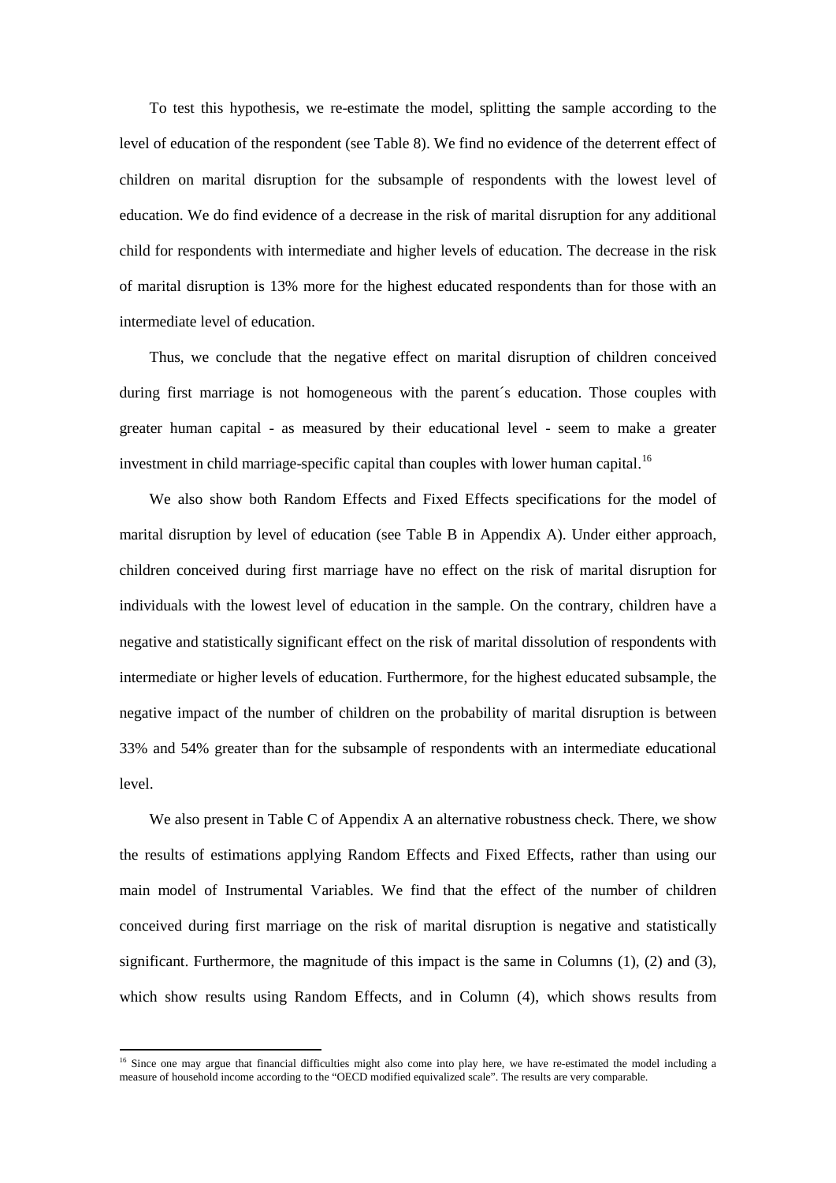To test this hypothesis, we re-estimate the model, splitting the sample according to the level of education of the respondent (see Table 8). We find no evidence of the deterrent effect of children on marital disruption for the subsample of respondents with the lowest level of education. We do find evidence of a decrease in the risk of marital disruption for any additional child for respondents with intermediate and higher levels of education. The decrease in the risk of marital disruption is 13% more for the highest educated respondents than for those with an intermediate level of education.

Thus, we conclude that the negative effect on marital disruption of children conceived during first marriage is not homogeneous with the parent´s education. Those couples with greater human capital - as measured by their educational level - seem to make a greater investment in child marriage-specific capital than couples with lower human capital.[16]

We also show both Random Effects and Fixed Effects specifications for the model of marital disruption by level of education (see Table B in Appendix A). Under either approach, children conceived during first marriage have no effect on the risk of marital disruption for individuals with the lowest level of education in the sample. On the contrary, children have a negative and statistically significant effect on the risk of marital dissolution of respondents with intermediate or higher levels of education. Furthermore, for the highest educated subsample, the negative impact of the number of children on the probability of marital disruption is between 33% and 54% greater than for the subsample of respondents with an intermediate educational level.

We also present in Table C of Appendix A an alternative robustness check. There, we show the results of estimations applying Random Effects and Fixed Effects, rather than using our main model of Instrumental Variables. We find that the effect of the number of children conceived during first marriage on the risk of marital disruption is negative and statistically significant. Furthermore, the magnitude of this impact is the same in Columns (1), (2) and (3), which show results using Random Effects, and in Column (4), which shows results from

[16] Since one may argue that financial difficulties might also come into play here, we have re-estimated the model including a measure of household income according to the "OECD modified equivalized scale". The results are very comparable.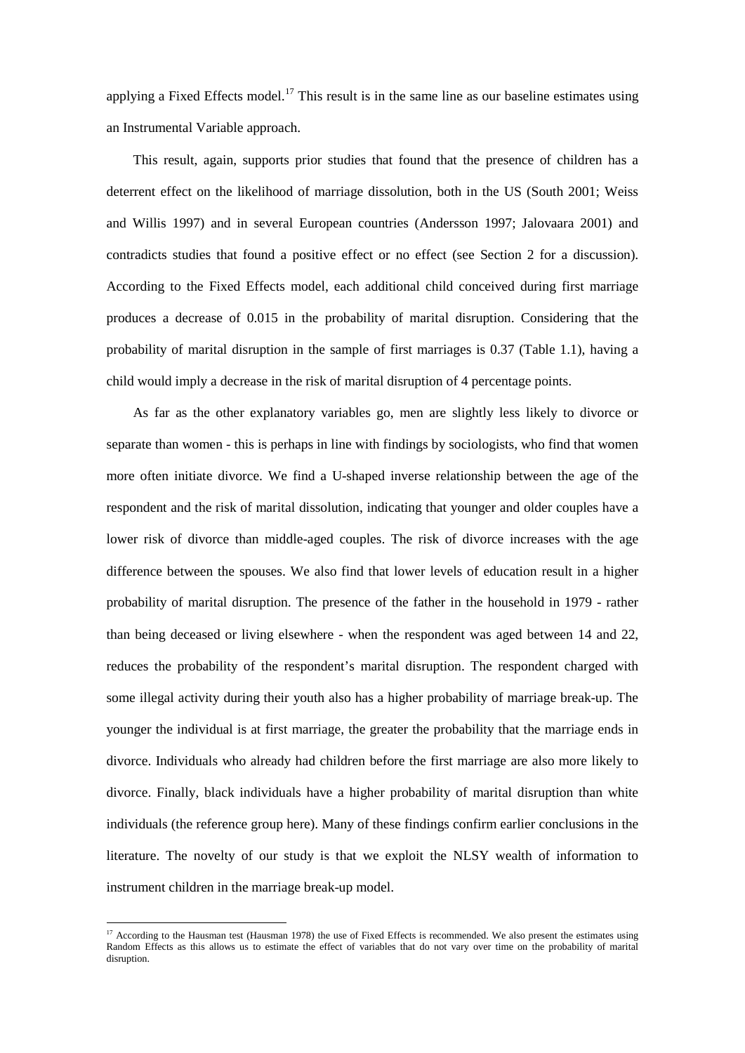applying a Fixed Effects model.[17] This result is in the same line as our baseline estimates using an Instrumental Variable approach.

This result, again, supports prior studies that found that the presence of children has a deterrent effect on the likelihood of marriage dissolution, both in the US (South 2001; Weiss and Willis 1997) and in several European countries (Andersson 1997; Jalovaara 2001) and contradicts studies that found a positive effect or no effect (see Section 2 for a discussion). According to the Fixed Effects model, each additional child conceived during first marriage produces a decrease of 0.015 in the probability of marital disruption. Considering that the probability of marital disruption in the sample of first marriages is 0.37 (Table 1.1), having a child would imply a decrease in the risk of marital disruption of 4 percentage points.

As far as the other explanatory variables go, men are slightly less likely to divorce or separate than women - this is perhaps in line with findings by sociologists, who find that women more often initiate divorce. We find a U-shaped inverse relationship between the age of the respondent and the risk of marital dissolution, indicating that younger and older couples have a lower risk of divorce than middle-aged couples. The risk of divorce increases with the age difference between the spouses. We also find that lower levels of education result in a higher probability of marital disruption. The presence of the father in the household in 1979 - rather than being deceased or living elsewhere - when the respondent was aged between 14 and 22, reduces the probability of the respondent's marital disruption. The respondent charged with some illegal activity during their youth also has a higher probability of marriage break-up. The younger the individual is at first marriage, the greater the probability that the marriage ends in divorce. Individuals who already had children before the first marriage are also more likely to divorce. Finally, black individuals have a higher probability of marital disruption than white individuals (the reference group here). Many of these findings confirm earlier conclusions in the literature. The novelty of our study is that we exploit the NLSY wealth of information to instrument children in the marriage break-up model.

---

[17] According to the Hausman test (Hausman 1978) the use of Fixed Effects is recommended. We also present the estimates using Random Effects as this allows us to estimate the effect of variables that do not vary over time on the probability of marital disruption.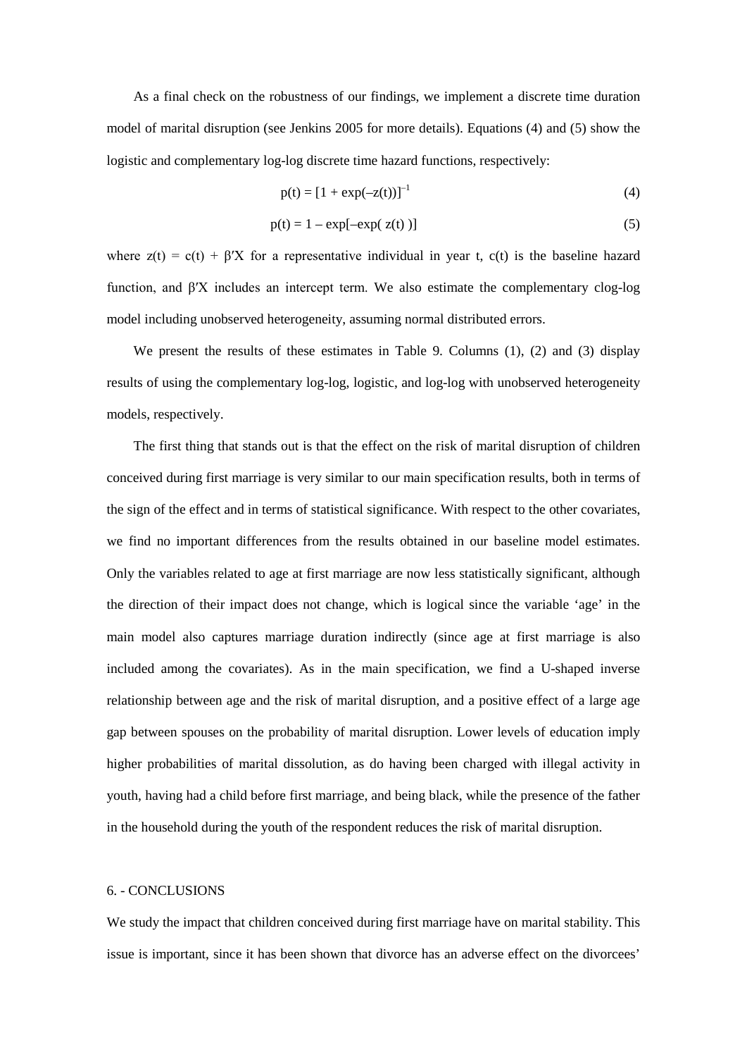As a final check on the robustness of our findings, we implement a discrete time duration model of marital disruption (see Jenkins 2005 for more details). Equations (4) and (5) show the logistic and complementary log-log discrete time hazard functions, respectively:

$$p(t) = [1 + \exp(-z(t))]^{-1} \tag{4}$$

$$p(t) = 1 - \exp[-\exp( z(t) )] \tag{5}$$

where $z(t) = c(t) + \beta'X$ for a representative individual in year t, $c(t)$ is the baseline hazard function, and $\beta'X$ includes an intercept term. We also estimate the complementary clog-log model including unobserved heterogeneity, assuming normal distributed errors.

We present the results of these estimates in Table 9. Columns (1), (2) and (3) display results of using the complementary log-log, logistic, and log-log with unobserved heterogeneity models, respectively.

The first thing that stands out is that the effect on the risk of marital disruption of children conceived during first marriage is very similar to our main specification results, both in terms of the sign of the effect and in terms of statistical significance. With respect to the other covariates, we find no important differences from the results obtained in our baseline model estimates. Only the variables related to age at first marriage are now less statistically significant, although the direction of their impact does not change, which is logical since the variable 'age' in the main model also captures marriage duration indirectly (since age at first marriage is also included among the covariates). As in the main specification, we find a U-shaped inverse relationship between age and the risk of marital disruption, and a positive effect of a large age gap between spouses on the probability of marital disruption. Lower levels of education imply higher probabilities of marital dissolution, as do having been charged with illegal activity in youth, having had a child before first marriage, and being black, while the presence of the father in the household during the youth of the respondent reduces the risk of marital disruption.

## 6. - CONCLUSIONS

We study the impact that children conceived during first marriage have on marital stability. This issue is important, since it has been shown that divorce has an adverse effect on the divorcees'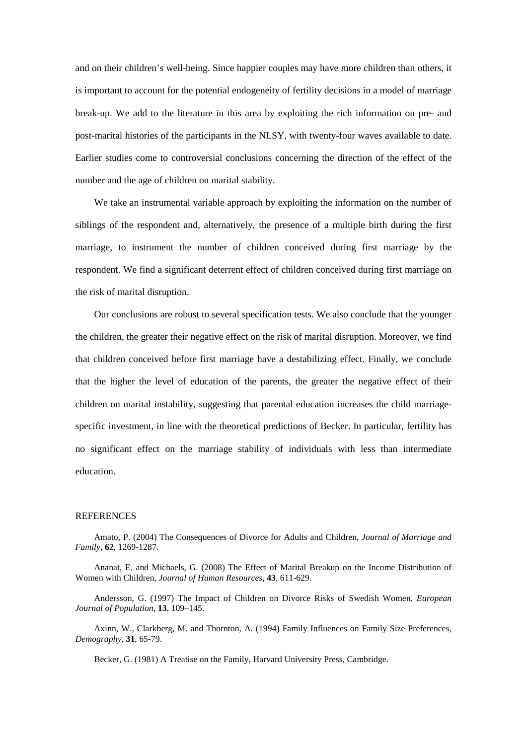and on their children's well-being. Since happier couples may have more children than others, it is important to account for the potential endogeneity of fertility decisions in a model of marriage break-up. We add to the literature in this area by exploiting the rich information on pre- and post-marital histories of the participants in the NLSY, with twenty-four waves available to date. Earlier studies come to controversial conclusions concerning the direction of the effect of the number and the age of children on marital stability.

We take an instrumental variable approach by exploiting the information on the number of siblings of the respondent and, alternatively, the presence of a multiple birth during the first marriage, to instrument the number of children conceived during first marriage by the respondent. We find a significant deterrent effect of children conceived during first marriage on the risk of marital disruption.

Our conclusions are robust to several specification tests. We also conclude that the younger the children, the greater their negative effect on the risk of marital disruption. Moreover, we find that children conceived before first marriage have a destabilizing effect. Finally, we conclude that the higher the level of education of the parents, the greater the negative effect of their children on marital instability, suggesting that parental education increases the child marriage-specific investment, in line with the theoretical predictions of Becker. In particular, fertility has no significant effect on the marriage stability of individuals with less than intermediate education.

## REFERENCES

Amato, P. (2004) The Consequences of Divorce for Adults and Children, *Journal of Marriage and Family*, **62**, 1269-1287.

Ananat, E. and Michaels, G. (2008) The Effect of Marital Breakup on the Income Distribution of Women with Children, *Journal of Human Resources*, **43**, 611-629.

Andersson, G. (1997) The Impact of Children on Divorce Risks of Swedish Women, *European Journal of Population*, **13**, 109–145.

Axinn, W., Clarkberg, M. and Thornton, A. (1994) Family Influences on Family Size Preferences, *Demography*, **31**, 65-79.

Becker, G. (1981) A Treatise on the Family, Harvard University Press, Cambridge.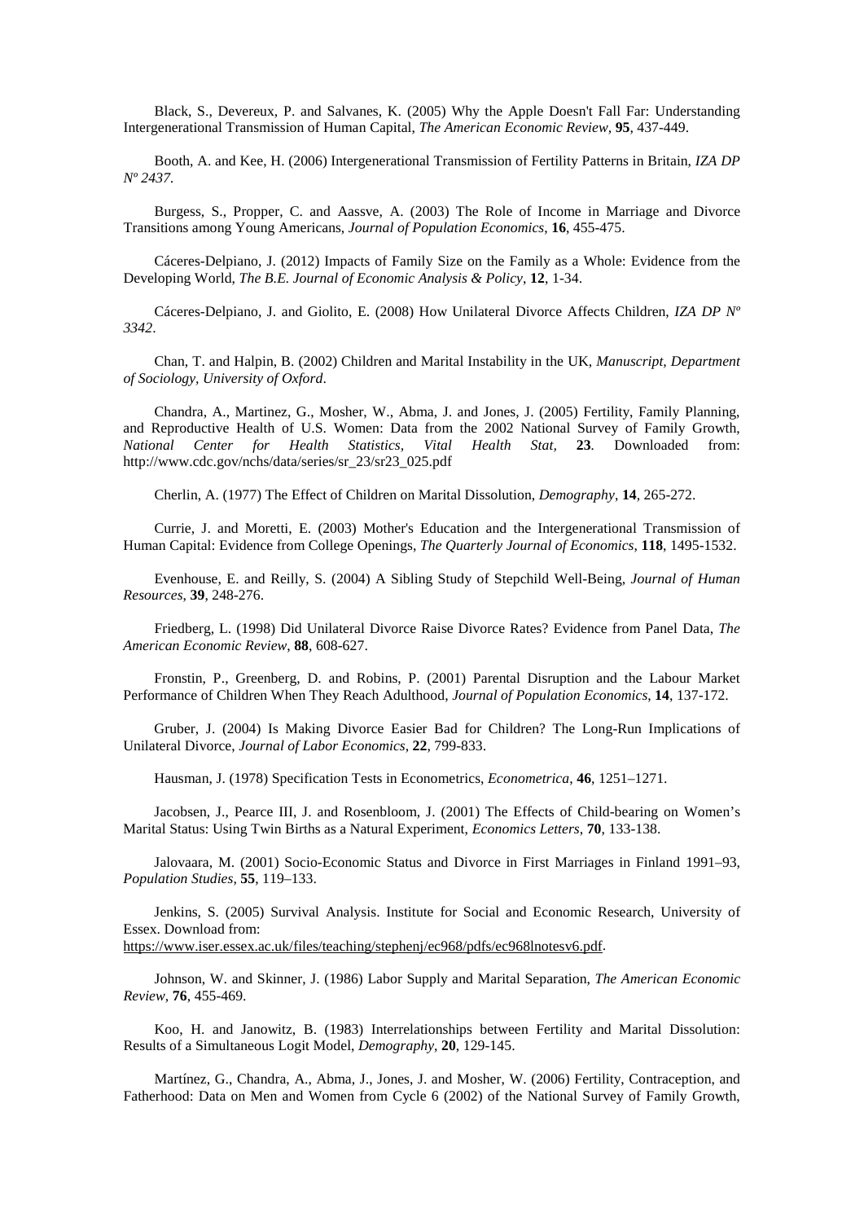Black, S., Devereux, P. and Salvanes, K. (2005) Why the Apple Doesn't Fall Far: Understanding Intergenerational Transmission of Human Capital, *The American Economic Review*, **95**, 437-449.

Booth, A. and Kee, H. (2006) Intergenerational Transmission of Fertility Patterns in Britain, *IZA DP Nº 2437*.

Burgess, S., Propper, C. and Aassve, A. (2003) The Role of Income in Marriage and Divorce Transitions among Young Americans, *Journal of Population Economics*, **16**, 455-475.

Cáceres-Delpiano, J. (2012) Impacts of Family Size on the Family as a Whole: Evidence from the Developing World, *The B.E. Journal of Economic Analysis & Policy*, **12**, 1-34.

Cáceres-Delpiano, J. and Giolito, E. (2008) How Unilateral Divorce Affects Children, *IZA DP Nº 3342*.

Chan, T. and Halpin, B. (2002) Children and Marital Instability in the UK, *Manuscript, Department of Sociology, University of Oxford*.

Chandra, A., Martinez, G., Mosher, W., Abma, J. and Jones, J. (2005) Fertility, Family Planning, and Reproductive Health of U.S. Women: Data from the 2002 National Survey of Family Growth, *National Center for Health Statistics, Vital Health Stat*, **23**. Downloaded from: http://www.cdc.gov/nchs/data/series/sr_23/sr23_025.pdf

Cherlin, A. (1977) The Effect of Children on Marital Dissolution, *Demography*, **14**, 265-272.

Currie, J. and Moretti, E. (2003) Mother's Education and the Intergenerational Transmission of Human Capital: Evidence from College Openings, *The Quarterly Journal of Economics*, **118**, 1495-1532.

Evenhouse, E. and Reilly, S. (2004) A Sibling Study of Stepchild Well-Being, *Journal of Human Resources*, **39**, 248-276.

Friedberg, L. (1998) Did Unilateral Divorce Raise Divorce Rates? Evidence from Panel Data, *The American Economic Review*, **88**, 608-627.

Fronstin, P., Greenberg, D. and Robins, P. (2001) Parental Disruption and the Labour Market Performance of Children When They Reach Adulthood, *Journal of Population Economics*, **14**, 137-172.

Gruber, J. (2004) Is Making Divorce Easier Bad for Children? The Long-Run Implications of Unilateral Divorce, *Journal of Labor Economics*, **22**, 799-833.

Hausman, J. (1978) Specification Tests in Econometrics, *Econometrica*, **46**, 1251–1271.

Jacobsen, J., Pearce III, J. and Rosenbloom, J. (2001) The Effects of Child-bearing on Women's Marital Status: Using Twin Births as a Natural Experiment, *Economics Letters*, **70**, 133-138.

Jalovaara, M. (2001) Socio-Economic Status and Divorce in First Marriages in Finland 1991–93, *Population Studies*, **55**, 119–133.

Jenkins, S. (2005) Survival Analysis. Institute for Social and Economic Research, University of Essex. Download from: https://www.iser.essex.ac.uk/files/teaching/stephenj/ec968/pdfs/ec968lnotesv6.pdf.

Johnson, W. and Skinner, J. (1986) Labor Supply and Marital Separation, *The American Economic Review*, **76**, 455-469.

Koo, H. and Janowitz, B. (1983) Interrelationships between Fertility and Marital Dissolution: Results of a Simultaneous Logit Model, *Demography*, **20**, 129-145.

Martínez, G., Chandra, A., Abma, J., Jones, J. and Mosher, W. (2006) Fertility, Contraception, and Fatherhood: Data on Men and Women from Cycle 6 (2002) of the National Survey of Family Growth,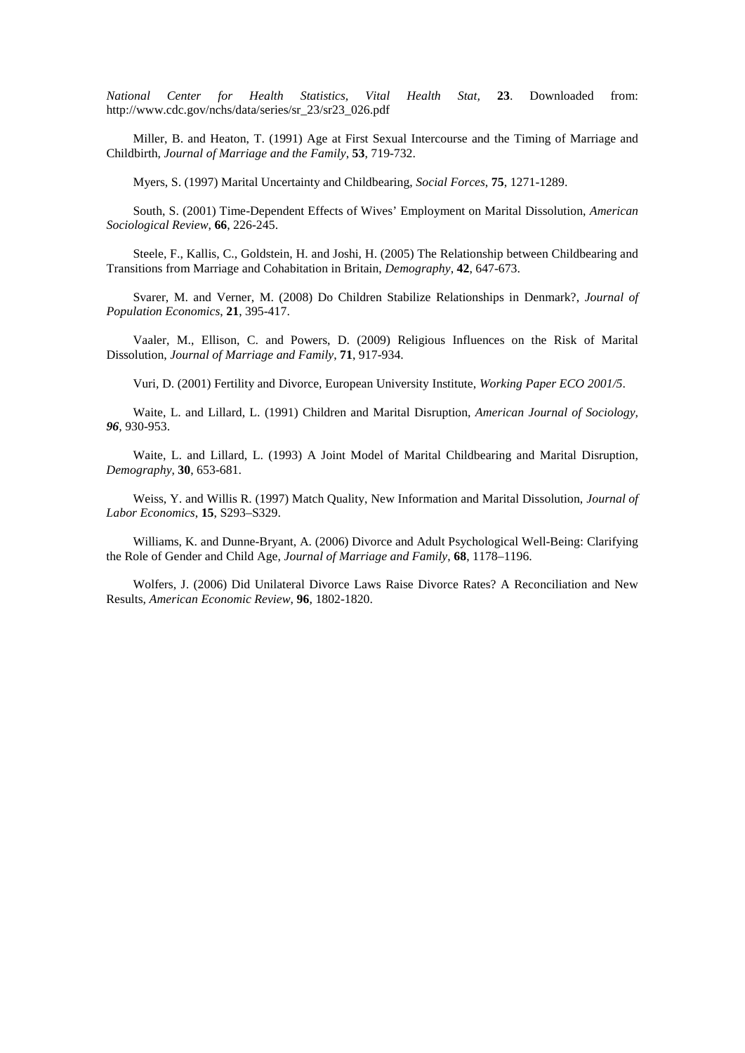*National Center for Health Statistics, Vital Health Stat,* **23**. Downloaded from: http://www.cdc.gov/nchs/data/series/sr_23/sr23_026.pdf

Miller, B. and Heaton, T. (1991) Age at First Sexual Intercourse and the Timing of Marriage and Childbirth, *Journal of Marriage and the Family*, **53**, 719-732.

Myers, S. (1997) Marital Uncertainty and Childbearing, *Social Forces*, **75**, 1271-1289.

South, S. (2001) Time-Dependent Effects of Wives' Employment on Marital Dissolution, *American Sociological Review*, **66**, 226-245.

Steele, F., Kallis, C., Goldstein, H. and Joshi, H. (2005) The Relationship between Childbearing and Transitions from Marriage and Cohabitation in Britain, *Demography*, **42**, 647-673.

Svarer, M. and Verner, M. (2008) Do Children Stabilize Relationships in Denmark?, *Journal of Population Economics*, **21**, 395-417.

Vaaler, M., Ellison, C. and Powers, D. (2009) Religious Influences on the Risk of Marital Dissolution, *Journal of Marriage and Family*, **71**, 917-934.

Vuri, D. (2001) Fertility and Divorce, European University Institute, *Working Paper ECO 2001/5*.

Waite, L. and Lillard, L. (1991) Children and Marital Disruption, *American Journal of Sociology, **96***, 930-953.

Waite, L. and Lillard, L. (1993) A Joint Model of Marital Childbearing and Marital Disruption, *Demography*, **30**, 653-681.

Weiss, Y. and Willis R. (1997) Match Quality, New Information and Marital Dissolution, *Journal of Labor Economics*, **15**, S293–S329.

Williams, K. and Dunne-Bryant, A. (2006) Divorce and Adult Psychological Well-Being: Clarifying the Role of Gender and Child Age, *Journal of Marriage and Family*, **68**, 1178–1196.

Wolfers, J. (2006) Did Unilateral Divorce Laws Raise Divorce Rates? A Reconciliation and New Results, *American Economic Review*, **96**, 1802-1820.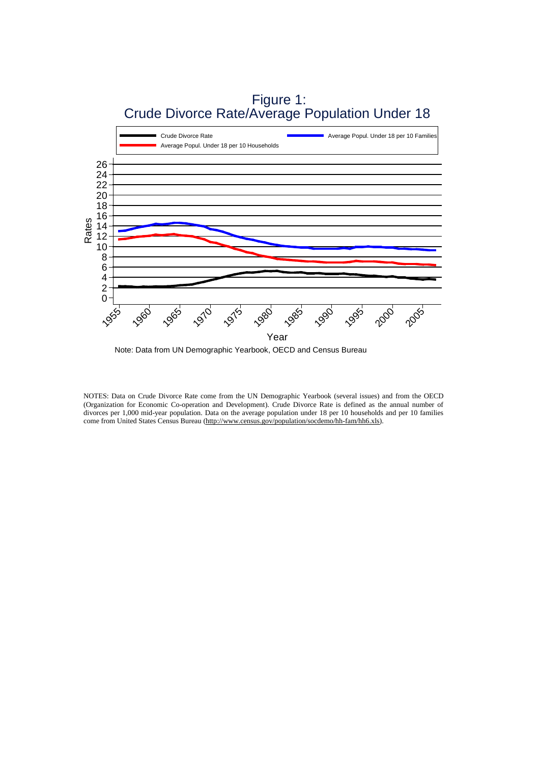Figure 1:
Crude Divorce Rate/Average Population Under 18

Note: Data from UN Demographic Yearbook, OECD and Census Bureau

NOTES: Data on Crude Divorce Rate come from the UN Demographic Yearbook (several issues) and from the OECD (Organization for Economic Co-operation and Development). Crude Divorce Rate is defined as the annual number of divorces per 1,000 mid-year population. Data on the average population under 18 per 10 households and per 10 families come from United States Census Bureau (http://www.census.gov/population/socdemo/hh-fam/hh6.xls).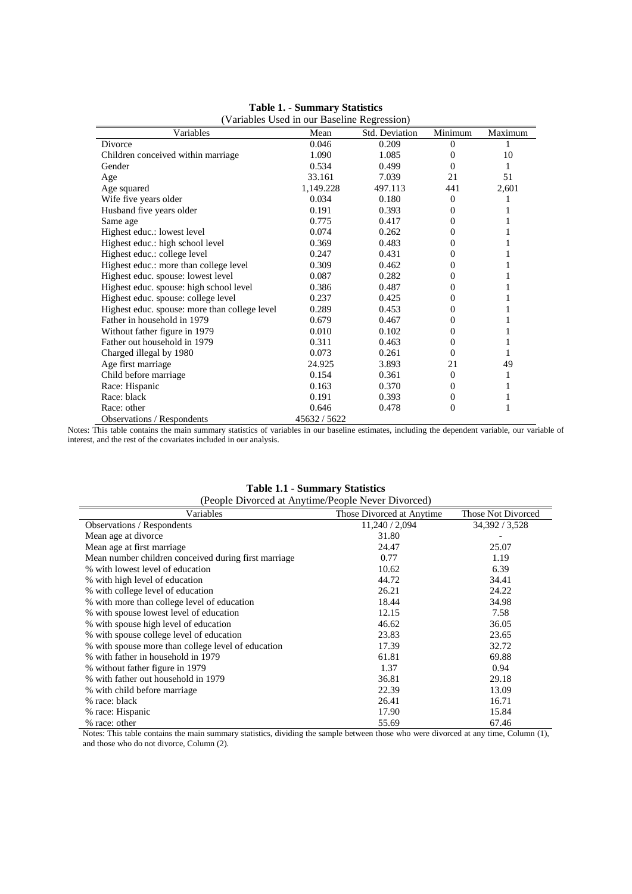**Table 1. - Summary Statistics**
(Variables Used in our Baseline Regression)

| Variables | Mean | Std. Deviation | Minimum | Maximum |
|---|---|---|---|---|
| Divorce | 0.046 | 0.209 | 0 | 1 |
| Children conceived within marriage | 1.090 | 1.085 | 0 | 10 |
| Gender | 0.534 | 0.499 | 0 | 1 |
| Age | 33.161 | 7.039 | 21 | 51 |
| Age squared | 1,149.228 | 497.113 | 441 | 2,601 |
| Wife five years older | 0.034 | 0.180 | 0 | 1 |
| Husband five years older | 0.191 | 0.393 | 0 | 1 |
| Same age | 0.775 | 0.417 | 0 | 1 |
| Highest educ.: lowest level | 0.074 | 0.262 | 0 | 1 |
| Highest educ.: high school level | 0.369 | 0.483 | 0 | 1 |
| Highest educ.: college level | 0.247 | 0.431 | 0 | 1 |
| Highest educ.: more than college level | 0.309 | 0.462 | 0 | 1 |
| Highest educ. spouse: lowest level | 0.087 | 0.282 | 0 | 1 |
| Highest educ. spouse: high school level | 0.386 | 0.487 | 0 | 1 |
| Highest educ. spouse: college level | 0.237 | 0.425 | 0 | 1 |
| Highest educ. spouse: more than college level | 0.289 | 0.453 | 0 | 1 |
| Father in household in 1979 | 0.679 | 0.467 | 0 | 1 |
| Without father figure in 1979 | 0.010 | 0.102 | 0 | 1 |
| Father out household in 1979 | 0.311 | 0.463 | 0 | 1 |
| Charged illegal by 1980 | 0.073 | 0.261 | 0 | 1 |
| Age first marriage | 24.925 | 3.893 | 21 | 49 |
| Child before marriage | 0.154 | 0.361 | 0 | 1 |
| Race: Hispanic | 0.163 | 0.370 | 0 | 1 |
| Race: black | 0.191 | 0.393 | 0 | 1 |
| Race: other | 0.646 | 0.478 | 0 | 1 |
| Observations / Respondents | 45632 / 5622 | | | |

Notes: This table contains the main summary statistics of variables in our baseline estimates, including the dependent variable, our variable of interest, and the rest of the covariates included in our analysis.

**Table 1.1 - Summary Statistics**
(People Divorced at Anytime/People Never Divorced)

| Variables | Those Divorced at Anytime | Those Not Divorced |
|---|---|---|
| Observations / Respondents | 11,240 / 2,094 | 34,392 / 3,528 |
| Mean age at divorce | 31.80 | - |
| Mean age at first marriage | 24.47 | 25.07 |
| Mean number children conceived during first marriage | 0.77 | 1.19 |
| % with lowest level of education | 10.62 | 6.39 |
| % with high level of education | 44.72 | 34.41 |
| % with college level of education | 26.21 | 24.22 |
| % with more than college level of education | 18.44 | 34.98 |
| % with spouse lowest level of education | 12.15 | 7.58 |
| % with spouse high level of education | 46.62 | 36.05 |
| % with spouse college level of education | 23.83 | 23.65 |
| % with spouse more than college level of education | 17.39 | 32.72 |
| % with father in household in 1979 | 61.81 | 69.88 |
| % without father figure in 1979 | 1.37 | 0.94 |
| % with father out household in 1979 | 36.81 | 29.18 |
| % with child before marriage | 22.39 | 13.09 |
| % race: black | 26.41 | 16.71 |
| % race: Hispanic | 17.90 | 15.84 |
| % race: other | 55.69 | 67.46 |

Notes: This table contains the main summary statistics, dividing the sample between those who were divorced at any time, Column (1), and those who do not divorce, Column (2).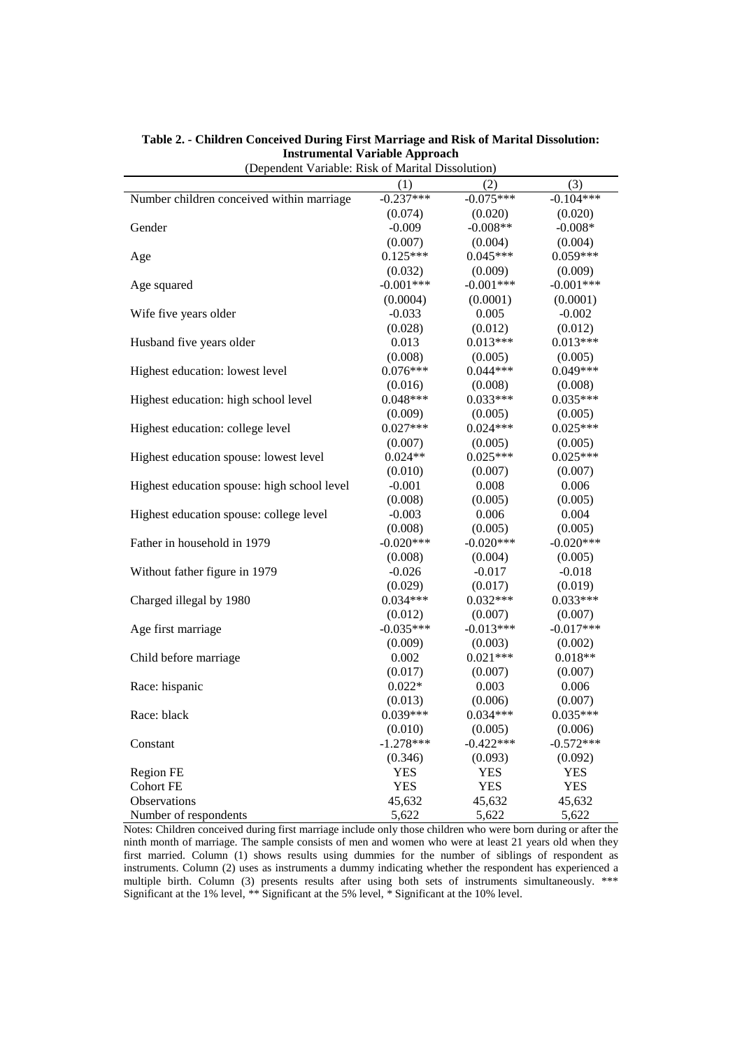**Table 2. - Children Conceived During First Marriage and Risk of Marital Dissolution: Instrumental Variable Approach**

(Dependent Variable: Risk of Marital Dissolution)

| | (1) | (2) | (3) |
|---|---|---|---|
| Number children conceived within marriage | -0.237*** | -0.075*** | -0.104*** |
| | (0.074) | (0.020) | (0.020) |
| Gender | -0.009 | -0.008** | -0.008* |
| | (0.007) | (0.004) | (0.004) |
| Age | 0.125*** | 0.045*** | 0.059*** |
| | (0.032) | (0.009) | (0.009) |
| Age squared | -0.001*** | -0.001*** | -0.001*** |
| | (0.0004) | (0.0001) | (0.0001) |
| Wife five years older | -0.033 | 0.005 | -0.002 |
| | (0.028) | (0.012) | (0.012) |
| Husband five years older | 0.013 | 0.013*** | 0.013*** |
| | (0.008) | (0.005) | (0.005) |
| Highest education: lowest level | 0.076*** | 0.044*** | 0.049*** |
| | (0.016) | (0.008) | (0.008) |
| Highest education: high school level | 0.048*** | 0.033*** | 0.035*** |
| | (0.009) | (0.005) | (0.005) |
| Highest education: college level | 0.027*** | 0.024*** | 0.025*** |
| | (0.007) | (0.005) | (0.005) |
| Highest education spouse: lowest level | 0.024** | 0.025*** | 0.025*** |
| | (0.010) | (0.007) | (0.007) |
| Highest education spouse: high school level | -0.001 | 0.008 | 0.006 |
| | (0.008) | (0.005) | (0.005) |
| Highest education spouse: college level | -0.003 | 0.006 | 0.004 |
| | (0.008) | (0.005) | (0.005) |
| Father in household in 1979 | -0.020*** | -0.020*** | -0.020*** |
| | (0.008) | (0.004) | (0.005) |
| Without father figure in 1979 | -0.026 | -0.017 | -0.018 |
| | (0.029) | (0.017) | (0.019) |
| Charged illegal by 1980 | 0.034*** | 0.032*** | 0.033*** |
| | (0.012) | (0.007) | (0.007) |
| Age first marriage | -0.035*** | -0.013*** | -0.017*** |
| | (0.009) | (0.003) | (0.002) |
| Child before marriage | 0.002 | 0.021*** | 0.018** |
| | (0.017) | (0.007) | (0.007) |
| Race: hispanic | 0.022* | 0.003 | 0.006 |
| | (0.013) | (0.006) | (0.007) |
| Race: black | 0.039*** | 0.034*** | 0.035*** |
| | (0.010) | (0.005) | (0.006) |
| Constant | -1.278*** | -0.422*** | -0.572*** |
| | (0.346) | (0.093) | (0.092) |
| Region FE | YES | YES | YES |
| Cohort FE | YES | YES | YES |
| Observations | 45,632 | 45,632 | 45,632 |
| Number of respondents | 5,622 | 5,622 | 5,622 |

Notes: Children conceived during first marriage include only those children who were born during or after the ninth month of marriage. The sample consists of men and women who were at least 21 years old when they first married. Column (1) shows results using dummies for the number of siblings of respondent as instruments. Column (2) uses as instruments a dummy indicating whether the respondent has experienced a multiple birth. Column (3) presents results after using both sets of instruments simultaneously. *** Significant at the 1% level, ** Significant at the 5% level, * Significant at the 10% level.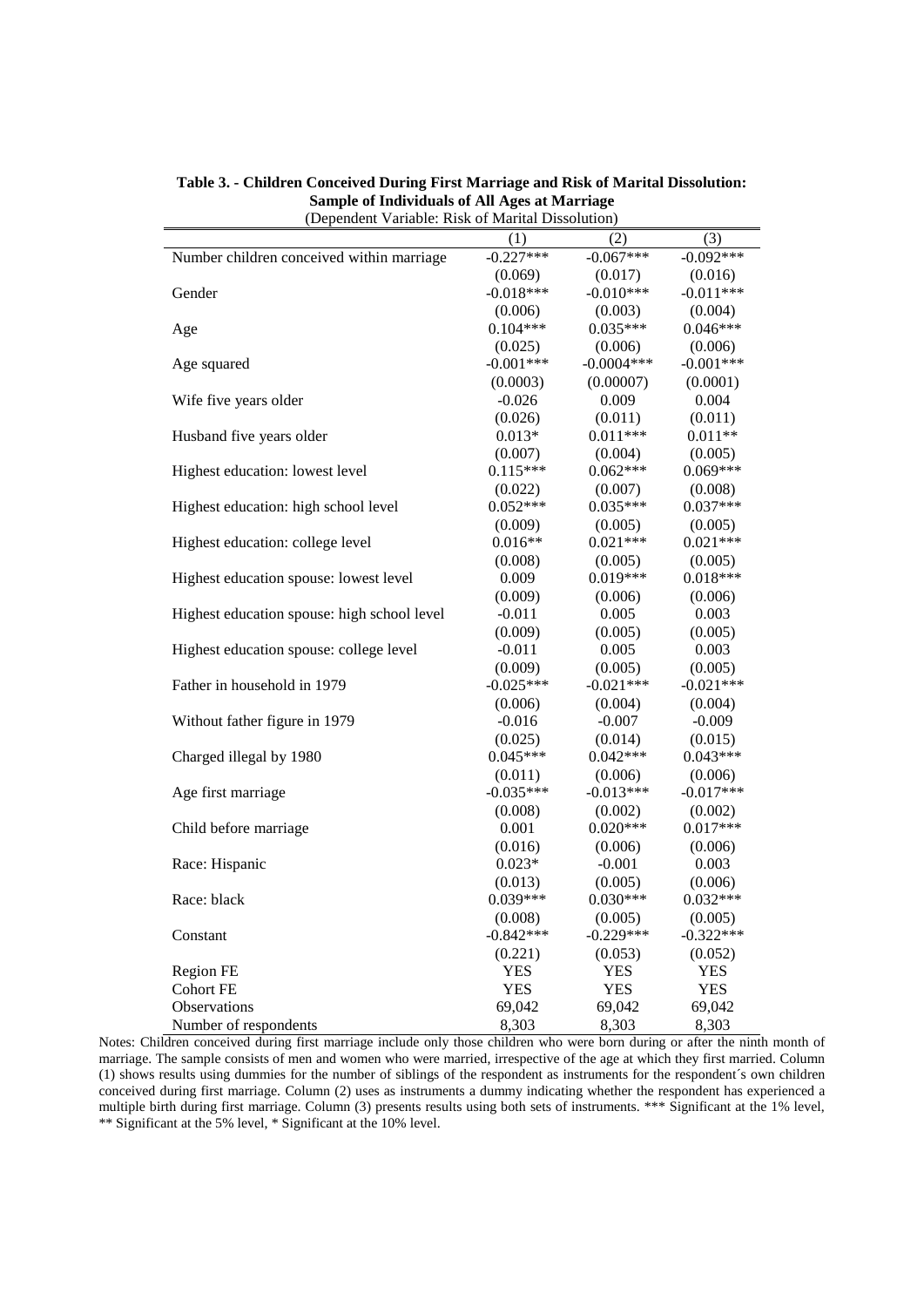**Table 3. - Children Conceived During First Marriage and Risk of Marital Dissolution: Sample of Individuals of All Ages at Marriage**

(Dependent Variable: Risk of Marital Dissolution)

| | (1) | (2) | (3) |
|---|---|---|---|
| Number children conceived within marriage | -0.227*** | -0.067*** | -0.092*** |
| | (0.069) | (0.017) | (0.016) |
| Gender | -0.018*** | -0.010*** | -0.011*** |
| | (0.006) | (0.003) | (0.004) |
| Age | 0.104*** | 0.035*** | 0.046*** |
| | (0.025) | (0.006) | (0.006) |
| Age squared | -0.001*** | -0.0004*** | -0.001*** |
| | (0.0003) | (0.00007) | (0.0001) |
| Wife five years older | -0.026 | 0.009 | 0.004 |
| | (0.026) | (0.011) | (0.011) |
| Husband five years older | 0.013* | 0.011*** | 0.011** |
| | (0.007) | (0.004) | (0.005) |
| Highest education: lowest level | 0.115*** | 0.062*** | 0.069*** |
| | (0.022) | (0.007) | (0.008) |
| Highest education: high school level | 0.052*** | 0.035*** | 0.037*** |
| | (0.009) | (0.005) | (0.005) |
| Highest education: college level | 0.016** | 0.021*** | 0.021*** |
| | (0.008) | (0.005) | (0.005) |
| Highest education spouse: lowest level | 0.009 | 0.019*** | 0.018*** |
| | (0.009) | (0.006) | (0.006) |
| Highest education spouse: high school level | -0.011 | 0.005 | 0.003 |
| | (0.009) | (0.005) | (0.005) |
| Highest education spouse: college level | -0.011 | 0.005 | 0.003 |
| | (0.009) | (0.005) | (0.005) |
| Father in household in 1979 | -0.025*** | -0.021*** | -0.021*** |
| | (0.006) | (0.004) | (0.004) |
| Without father figure in 1979 | -0.016 | -0.007 | -0.009 |
| | (0.025) | (0.014) | (0.015) |
| Charged illegal by 1980 | 0.045*** | 0.042*** | 0.043*** |
| | (0.011) | (0.006) | (0.006) |
| Age first marriage | -0.035*** | -0.013*** | -0.017*** |
| | (0.008) | (0.002) | (0.002) |
| Child before marriage | 0.001 | 0.020*** | 0.017*** |
| | (0.016) | (0.006) | (0.006) |
| Race: Hispanic | 0.023* | -0.001 | 0.003 |
| | (0.013) | (0.005) | (0.006) |
| Race: black | 0.039*** | 0.030*** | 0.032*** |
| | (0.008) | (0.005) | (0.005) |
| Constant | -0.842*** | -0.229*** | -0.322*** |
| | (0.221) | (0.053) | (0.052) |
| Region FE | YES | YES | YES |
| Cohort FE | YES | YES | YES |
| Observations | 69,042 | 69,042 | 69,042 |
| Number of respondents | 8,303 | 8,303 | 8,303 |

Notes: Children conceived during first marriage include only those children who were born during or after the ninth month of marriage. The sample consists of men and women who were married, irrespective of the age at which they first married. Column (1) shows results using dummies for the number of siblings of the respondent as instruments for the respondent´s own children conceived during first marriage. Column (2) uses as instruments a dummy indicating whether the respondent has experienced a multiple birth during first marriage. Column (3) presents results using both sets of instruments. *** Significant at the 1% level, ** Significant at the 5% level, * Significant at the 10% level.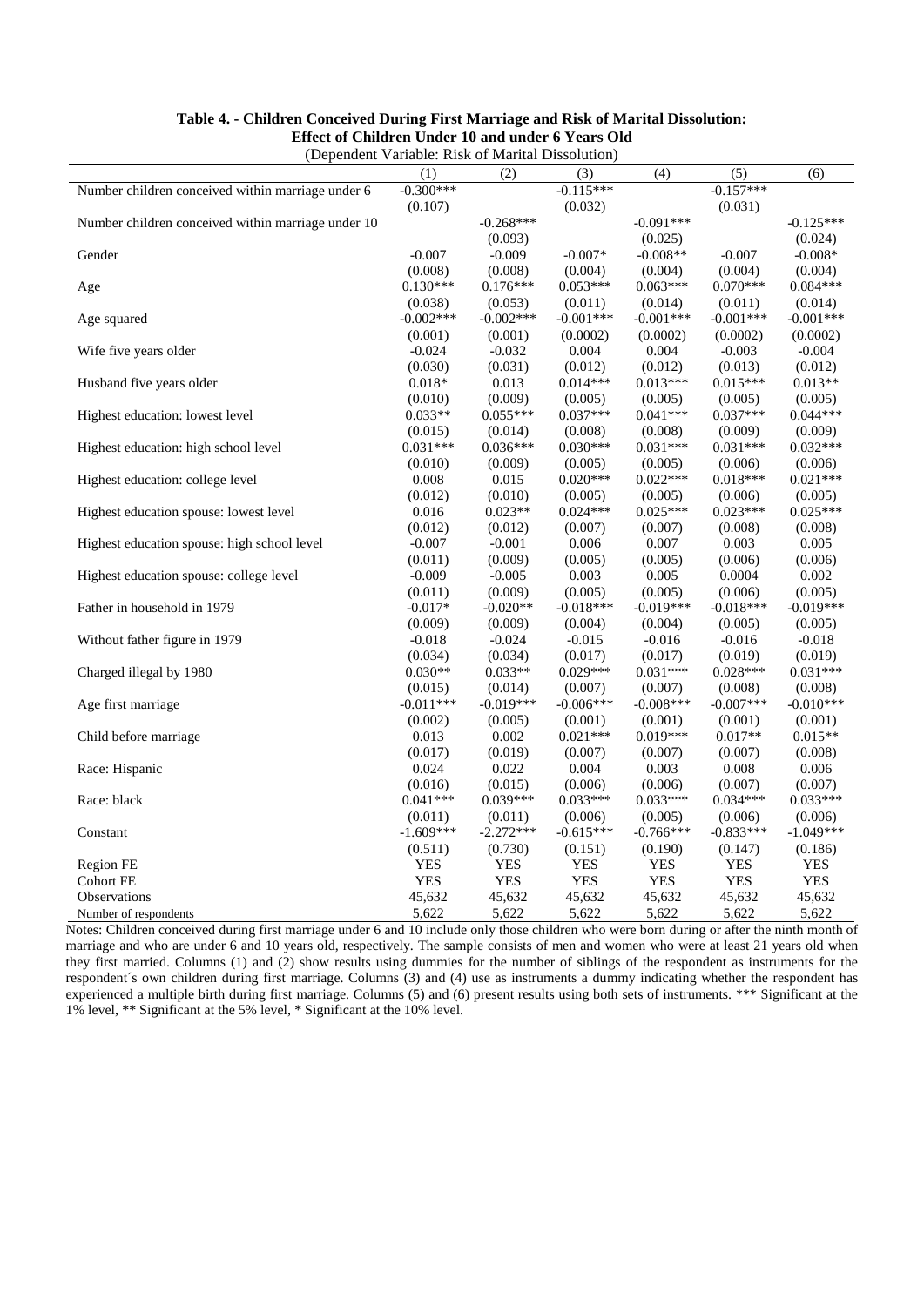**Table 4. - Children Conceived During First Marriage and Risk of Marital Dissolution: Effect of Children Under 10 and under 6 Years Old**

(Dependent Variable: Risk of Marital Dissolution)

| | (1) | (2) | (3) | (4) | (5) | (6) |
|---|---|---|---|---|---|---|
| Number children conceived within marriage under 6 | -0.300*** | | -0.115*** | | -0.157*** | |
| | (0.107) | | (0.032) | | (0.031) | |
| Number children conceived within marriage under 10 | | -0.268*** | | -0.091*** | | -0.125*** |
| | | (0.093) | | (0.025) | | (0.024) |
| Gender | -0.007 | -0.009 | -0.007* | -0.008** | -0.007 | -0.008* |
| | (0.008) | (0.008) | (0.004) | (0.004) | (0.004) | (0.004) |
| Age | 0.130*** | 0.176*** | 0.053*** | 0.063*** | 0.070*** | 0.084*** |
| | (0.038) | (0.053) | (0.011) | (0.014) | (0.011) | (0.014) |
| Age squared | -0.002*** | -0.002*** | -0.001*** | -0.001*** | -0.001*** | -0.001*** |
| | (0.001) | (0.001) | (0.0002) | (0.0002) | (0.0002) | (0.0002) |
| Wife five years older | -0.024 | -0.032 | 0.004 | 0.004 | -0.003 | -0.004 |
| | (0.030) | (0.031) | (0.012) | (0.012) | (0.013) | (0.012) |
| Husband five years older | 0.018* | 0.013 | 0.014*** | 0.013*** | 0.015*** | 0.013** |
| | (0.010) | (0.009) | (0.005) | (0.005) | (0.005) | (0.005) |
| Highest education: lowest level | 0.033** | 0.055*** | 0.037*** | 0.041*** | 0.037*** | 0.044*** |
| | (0.015) | (0.014) | (0.008) | (0.008) | (0.009) | (0.009) |
| Highest education: high school level | 0.031*** | 0.036*** | 0.030*** | 0.031*** | 0.031*** | 0.032*** |
| | (0.010) | (0.009) | (0.005) | (0.005) | (0.006) | (0.006) |
| Highest education: college level | 0.008 | 0.015 | 0.020*** | 0.022*** | 0.018*** | 0.021*** |
| | (0.012) | (0.010) | (0.005) | (0.005) | (0.006) | (0.005) |
| Highest education spouse: lowest level | 0.016 | 0.023** | 0.024*** | 0.025*** | 0.023*** | 0.025*** |
| | (0.012) | (0.012) | (0.007) | (0.007) | (0.008) | (0.008) |
| Highest education spouse: high school level | -0.007 | -0.001 | 0.006 | 0.007 | 0.003 | 0.005 |
| | (0.011) | (0.009) | (0.005) | (0.005) | (0.006) | (0.006) |
| Highest education spouse: college level | -0.009 | -0.005 | 0.003 | 0.005 | 0.0004 | 0.002 |
| | (0.011) | (0.009) | (0.005) | (0.005) | (0.006) | (0.005) |
| Father in household in 1979 | -0.017* | -0.020** | -0.018*** | -0.019*** | -0.018*** | -0.019*** |
| | (0.009) | (0.009) | (0.004) | (0.004) | (0.005) | (0.005) |
| Without father figure in 1979 | -0.018 | -0.024 | -0.015 | -0.016 | -0.016 | -0.018 |
| | (0.034) | (0.034) | (0.017) | (0.017) | (0.019) | (0.019) |
| Charged illegal by 1980 | 0.030** | 0.033** | 0.029*** | 0.031*** | 0.028*** | 0.031*** |
| | (0.015) | (0.014) | (0.007) | (0.007) | (0.008) | (0.008) |
| Age first marriage | -0.011*** | -0.019*** | -0.006*** | -0.008*** | -0.007*** | -0.010*** |
| | (0.002) | (0.005) | (0.001) | (0.001) | (0.001) | (0.001) |
| Child before marriage | 0.013 | 0.002 | 0.021*** | 0.019*** | 0.017** | 0.015** |
| | (0.017) | (0.019) | (0.007) | (0.007) | (0.007) | (0.008) |
| Race: Hispanic | 0.024 | 0.022 | 0.004 | 0.003 | 0.008 | 0.006 |
| | (0.016) | (0.015) | (0.006) | (0.006) | (0.007) | (0.007) |
| Race: black | 0.041*** | 0.039*** | 0.033*** | 0.033*** | 0.034*** | 0.033*** |
| | (0.011) | (0.011) | (0.006) | (0.005) | (0.006) | (0.006) |
| Constant | -1.609*** | -2.272*** | -0.615*** | -0.766*** | -0.833*** | -1.049*** |
| | (0.511) | (0.730) | (0.151) | (0.190) | (0.147) | (0.186) |
| Region FE | YES | YES | YES | YES | YES | YES |
| Cohort FE | YES | YES | YES | YES | YES | YES |
| Observations | 45,632 | 45,632 | 45,632 | 45,632 | 45,632 | 45,632 |
| Number of respondents | 5,622 | 5,622 | 5,622 | 5,622 | 5,622 | 5,622 |

Notes: Children conceived during first marriage under 6 and 10 include only those children who were born during or after the ninth month of marriage and who are under 6 and 10 years old, respectively. The sample consists of men and women who were at least 21 years old when they first married. Columns (1) and (2) show results using dummies for the number of siblings of the respondent as instruments for the respondent´s own children during first marriage. Columns (3) and (4) use as instruments a dummy indicating whether the respondent has experienced a multiple birth during first marriage. Columns (5) and (6) present results using both sets of instruments. *** Significant at the 1% level, ** Significant at the 5% level, * Significant at the 10% level.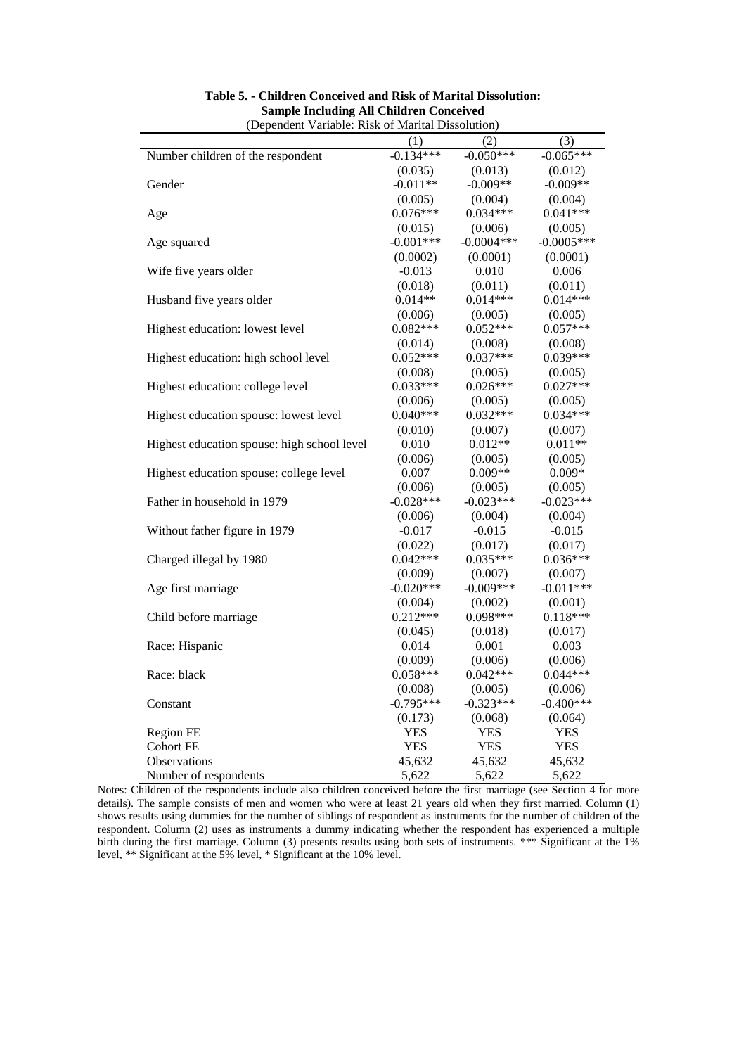**Table 5. - Children Conceived and Risk of Marital Dissolution: Sample Including All Children Conceived**
(Dependent Variable: Risk of Marital Dissolution)

| | (1) | (2) | (3) |
|---|---|---|---|
| Number children of the respondent | -0.134*** | -0.050*** | -0.065*** |
| | (0.035) | (0.013) | (0.012) |
| Gender | -0.011** | -0.009** | -0.009** |
| | (0.005) | (0.004) | (0.004) |
| Age | 0.076*** | 0.034*** | 0.041*** |
| | (0.015) | (0.006) | (0.005) |
| Age squared | -0.001*** | -0.0004*** | -0.0005*** |
| | (0.0002) | (0.0001) | (0.0001) |
| Wife five years older | -0.013 | 0.010 | 0.006 |
| | (0.018) | (0.011) | (0.011) |
| Husband five years older | 0.014** | 0.014*** | 0.014*** |
| | (0.006) | (0.005) | (0.005) |
| Highest education: lowest level | 0.082*** | 0.052*** | 0.057*** |
| | (0.014) | (0.008) | (0.008) |
| Highest education: high school level | 0.052*** | 0.037*** | 0.039*** |
| | (0.008) | (0.005) | (0.005) |
| Highest education: college level | 0.033*** | 0.026*** | 0.027*** |
| | (0.006) | (0.005) | (0.005) |
| Highest education spouse: lowest level | 0.040*** | 0.032*** | 0.034*** |
| | (0.010) | (0.007) | (0.007) |
| Highest education spouse: high school level | 0.010 | 0.012** | 0.011** |
| | (0.006) | (0.005) | (0.005) |
| Highest education spouse: college level | 0.007 | 0.009** | 0.009* |
| | (0.006) | (0.005) | (0.005) |
| Father in household in 1979 | -0.028*** | -0.023*** | -0.023*** |
| | (0.006) | (0.004) | (0.004) |
| Without father figure in 1979 | -0.017 | -0.015 | -0.015 |
| | (0.022) | (0.017) | (0.017) |
| Charged illegal by 1980 | 0.042*** | 0.035*** | 0.036*** |
| | (0.009) | (0.007) | (0.007) |
| Age first marriage | -0.020*** | -0.009*** | -0.011*** |
| | (0.004) | (0.002) | (0.001) |
| Child before marriage | 0.212*** | 0.098*** | 0.118*** |
| | (0.045) | (0.018) | (0.017) |
| Race: Hispanic | 0.014 | 0.001 | 0.003 |
| | (0.009) | (0.006) | (0.006) |
| Race: black | 0.058*** | 0.042*** | 0.044*** |
| | (0.008) | (0.005) | (0.006) |
| Constant | -0.795*** | -0.323*** | -0.400*** |
| | (0.173) | (0.068) | (0.064) |
| Region FE | YES | YES | YES |
| Cohort FE | YES | YES | YES |
| Observations | 45,632 | 45,632 | 45,632 |
| Number of respondents | 5,622 | 5,622 | 5,622 |

Notes: Children of the respondents include also children conceived before the first marriage (see Section 4 for more details). The sample consists of men and women who were at least 21 years old when they first married. Column (1) shows results using dummies for the number of siblings of respondent as instruments for the number of children of the respondent. Column (2) uses as instruments a dummy indicating whether the respondent has experienced a multiple birth during the first marriage. Column (3) presents results using both sets of instruments. *** Significant at the 1% level, ** Significant at the 5% level, * Significant at the 10% level.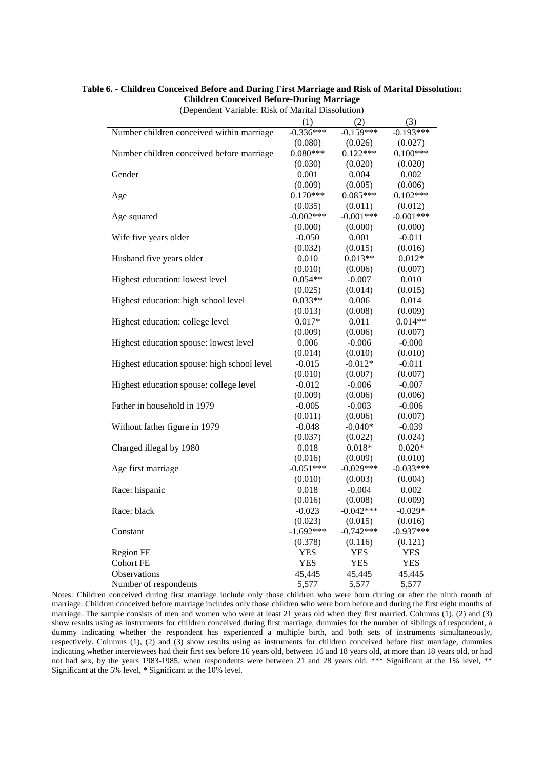**Table 6. - Children Conceived Before and During First Marriage and Risk of Marital Dissolution: Children Conceived Before-During Marriage**

(Dependent Variable: Risk of Marital Dissolution)

| | (1) | (2) | (3) |
|---|---|---|---|
| Number children conceived within marriage | -0.336*** | -0.159*** | -0.193*** |
| | (0.080) | (0.026) | (0.027) |
| Number children conceived before marriage | 0.080*** | 0.122*** | 0.100*** |
| | (0.030) | (0.020) | (0.020) |
| Gender | 0.001 | 0.004 | 0.002 |
| | (0.009) | (0.005) | (0.006) |
| Age | 0.170*** | 0.085*** | 0.102*** |
| | (0.035) | (0.011) | (0.012) |
| Age squared | -0.002*** | -0.001*** | -0.001*** |
| | (0.000) | (0.000) | (0.000) |
| Wife five years older | -0.050 | 0.001 | -0.011 |
| | (0.032) | (0.015) | (0.016) |
| Husband five years older | 0.010 | 0.013** | 0.012* |
| | (0.010) | (0.006) | (0.007) |
| Highest education: lowest level | 0.054** | -0.007 | 0.010 |
| | (0.025) | (0.014) | (0.015) |
| Highest education: high school level | 0.033** | 0.006 | 0.014 |
| | (0.013) | (0.008) | (0.009) |
| Highest education: college level | 0.017* | 0.011 | 0.014** |
| | (0.009) | (0.006) | (0.007) |
| Highest education spouse: lowest level | 0.006 | -0.006 | -0.000 |
| | (0.014) | (0.010) | (0.010) |
| Highest education spouse: high school level | -0.015 | -0.012* | -0.011 |
| | (0.010) | (0.007) | (0.007) |
| Highest education spouse: college level | -0.012 | -0.006 | -0.007 |
| | (0.009) | (0.006) | (0.006) |
| Father in household in 1979 | -0.005 | -0.003 | -0.006 |
| | (0.011) | (0.006) | (0.007) |
| Without father figure in 1979 | -0.048 | -0.040* | -0.039 |
| | (0.037) | (0.022) | (0.024) |
| Charged illegal by 1980 | 0.018 | 0.018* | 0.020* |
| | (0.016) | (0.009) | (0.010) |
| Age first marriage | -0.051*** | -0.029*** | -0.033*** |
| | (0.010) | (0.003) | (0.004) |
| Race: hispanic | 0.018 | -0.004 | 0.002 |
| | (0.016) | (0.008) | (0.009) |
| Race: black | -0.023 | -0.042*** | -0.029* |
| | (0.023) | (0.015) | (0.016) |
| Constant | -1.692*** | -0.742*** | -0.937*** |
| | (0.378) | (0.116) | (0.121) |
| Region FE | YES | YES | YES |
| Cohort FE | YES | YES | YES |
| Observations | 45,445 | 45,445 | 45,445 |
| Number of respondents | 5,577 | 5,577 | 5,577 |

Notes: Children conceived during first marriage include only those children who were born during or after the ninth month of marriage. Children conceived before marriage includes only those children who were born before and during the first eight months of marriage. The sample consists of men and women who were at least 21 years old when they first married. Columns (1), (2) and (3) show results using as instruments for children conceived during first marriage, dummies for the number of siblings of respondent, a dummy indicating whether the respondent has experienced a multiple birth, and both sets of instruments simultaneously, respectively. Columns (1), (2) and (3) show results using as instruments for children conceived before first marriage, dummies indicating whether interviewees had their first sex before 16 years old, between 16 and 18 years old, at more than 18 years old, or had not had sex, by the years 1983-1985, when respondents were between 21 and 28 years old. *** Significant at the 1% level, ** Significant at the 5% level, * Significant at the 10% level.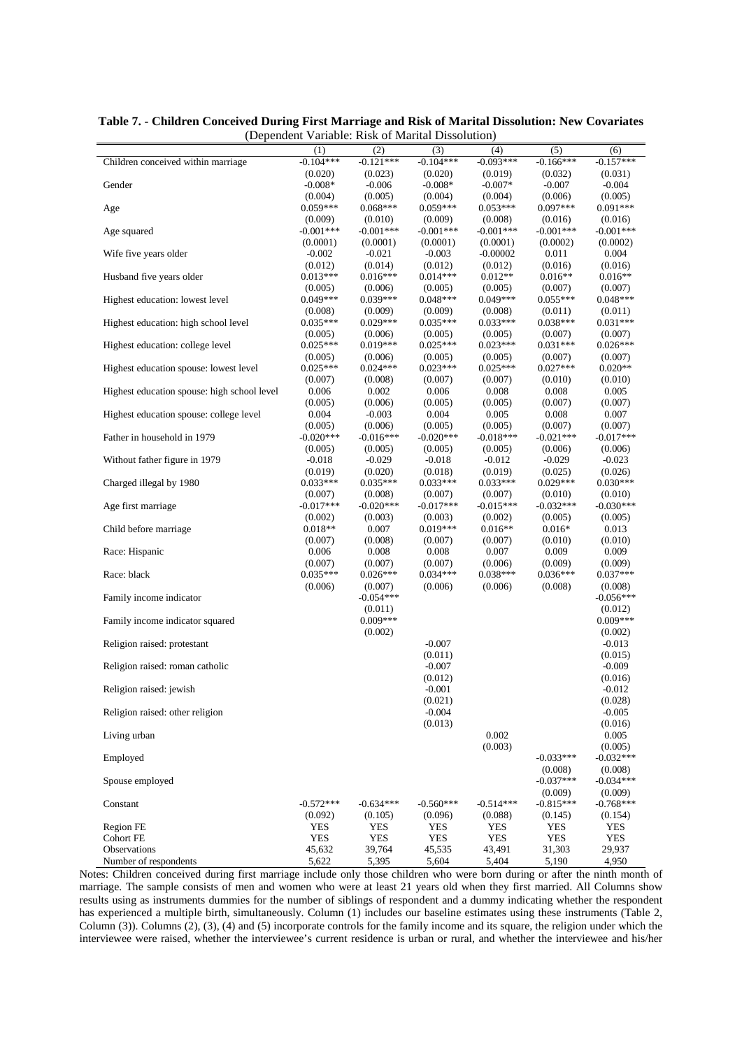**Table 7. - Children Conceived During First Marriage and Risk of Marital Dissolution: New Covariates**
(Dependent Variable: Risk of Marital Dissolution)

| | (1) | (2) | (3) | (4) | (5) | (6) |
|---|---|---|---|---|---|---|
| Children conceived within marriage | -0.104*** | -0.121*** | -0.104*** | -0.093*** | -0.166*** | -0.157*** |
| | (0.020) | (0.023) | (0.020) | (0.019) | (0.032) | (0.031) |
| Gender | -0.008* | -0.006 | -0.008* | -0.007* | -0.007 | -0.004 |
| | (0.004) | (0.005) | (0.004) | (0.004) | (0.006) | (0.005) |
| Age | 0.059*** | 0.068*** | 0.059*** | 0.053*** | 0.097*** | 0.091*** |
| | (0.009) | (0.010) | (0.009) | (0.008) | (0.016) | (0.016) |
| Age squared | -0.001*** | -0.001*** | -0.001*** | -0.001*** | -0.001*** | -0.001*** |
| | (0.0001) | (0.0001) | (0.0001) | (0.0001) | (0.0002) | (0.0002) |
| Wife five years older | -0.002 | -0.021 | -0.003 | -0.00002 | 0.011 | 0.004 |
| | (0.012) | (0.014) | (0.012) | (0.012) | (0.016) | (0.016) |
| Husband five years older | 0.013*** | 0.016*** | 0.014*** | 0.012** | 0.016** | 0.016** |
| | (0.005) | (0.006) | (0.005) | (0.005) | (0.007) | (0.007) |
| Highest education: lowest level | 0.049*** | 0.039*** | 0.048*** | 0.049*** | 0.055*** | 0.048*** |
| | (0.008) | (0.009) | (0.009) | (0.008) | (0.011) | (0.011) |
| Highest education: high school level | 0.035*** | 0.029*** | 0.035*** | 0.033*** | 0.038*** | 0.031*** |
| | (0.005) | (0.006) | (0.005) | (0.005) | (0.007) | (0.007) |
| Highest education: college level | 0.025*** | 0.019*** | 0.025*** | 0.023*** | 0.031*** | 0.026*** |
| | (0.005) | (0.006) | (0.005) | (0.005) | (0.007) | (0.007) |
| Highest education spouse: lowest level | 0.025*** | 0.024*** | 0.023*** | 0.025*** | 0.027*** | 0.020** |
| | (0.007) | (0.008) | (0.007) | (0.007) | (0.010) | (0.010) |
| Highest education spouse: high school level | 0.006 | 0.002 | 0.006 | 0.008 | 0.008 | 0.005 |
| | (0.005) | (0.006) | (0.005) | (0.005) | (0.007) | (0.007) |
| Highest education spouse: college level | 0.004 | -0.003 | 0.004 | 0.005 | 0.008 | 0.007 |
| | (0.005) | (0.006) | (0.005) | (0.005) | (0.007) | (0.007) |
| Father in household in 1979 | -0.020*** | -0.016*** | -0.020*** | -0.018*** | -0.021*** | -0.017*** |
| | (0.005) | (0.005) | (0.005) | (0.005) | (0.006) | (0.006) |
| Without father figure in 1979 | -0.018 | -0.029 | -0.018 | -0.012 | -0.029 | -0.023 |
| | (0.019) | (0.020) | (0.018) | (0.019) | (0.025) | (0.026) |
| Charged illegal by 1980 | 0.033*** | 0.035*** | 0.033*** | 0.033*** | 0.029*** | 0.030*** |
| | (0.007) | (0.008) | (0.007) | (0.007) | (0.010) | (0.010) |
| Age first marriage | -0.017*** | -0.020*** | -0.017*** | -0.015*** | -0.032*** | -0.030*** |
| | (0.002) | (0.003) | (0.003) | (0.002) | (0.005) | (0.005) |
| Child before marriage | 0.018** | 0.007 | 0.019*** | 0.016** | 0.016* | 0.013 |
| | (0.007) | (0.008) | (0.007) | (0.007) | (0.010) | (0.010) |
| Race: Hispanic | 0.006 | 0.008 | 0.008 | 0.007 | 0.009 | 0.009 |
| | (0.007) | (0.007) | (0.007) | (0.006) | (0.009) | (0.009) |
| Race: black | 0.035*** | 0.026*** | 0.034*** | 0.038*** | 0.036*** | 0.037*** |
| | (0.006) | (0.007) | (0.006) | (0.006) | (0.008) | (0.008) |
| Family income indicator | | -0.054*** | | | | -0.056*** |
| | | (0.011) | | | | (0.012) |
| Family income indicator squared | | 0.009*** | | | | 0.009*** |
| | | (0.002) | | | | (0.002) |
| Religion raised: protestant | | | -0.007 | | | -0.013 |
| | | | (0.011) | | | (0.015) |
| Religion raised: roman catholic | | | -0.007 | | | -0.009 |
| | | | (0.012) | | | (0.016) |
| Religion raised: jewish | | | -0.001 | | | -0.012 |
| | | | (0.021) | | | (0.028) |
| Religion raised: other religion | | | -0.004 | | | -0.005 |
| | | | (0.013) | | | (0.016) |
| Living urban | | | | 0.002 | | 0.005 |
| | | | | (0.003) | | (0.005) |
| Employed | | | | | -0.033*** | -0.032*** |
| | | | | | (0.008) | (0.008) |
| Spouse employed | | | | | -0.037*** | -0.034*** |
| | | | | | (0.009) | (0.009) |
| Constant | -0.572*** | -0.634*** | -0.560*** | -0.514*** | -0.815*** | -0.768*** |
| | (0.092) | (0.105) | (0.096) | (0.088) | (0.145) | (0.154) |
| Region FE | YES | YES | YES | YES | YES | YES |
| Cohort FE | YES | YES | YES | YES | YES | YES |
| Observations | 45,632 | 39,764 | 45,535 | 43,491 | 31,303 | 29,937 |
| Number of respondents | 5,622 | 5,395 | 5,604 | 5,404 | 5,190 | 4,950 |

Notes: Children conceived during first marriage include only those children who were born during or after the ninth month of marriage. The sample consists of men and women who were at least 21 years old when they first married. All Columns show results using as instruments dummies for the number of siblings of respondent and a dummy indicating whether the respondent has experienced a multiple birth, simultaneously. Column (1) includes our baseline estimates using these instruments (Table 2, Column (3)). Columns (2), (3), (4) and (5) incorporate controls for the family income and its square, the religion under which the interviewee were raised, whether the interviewee's current residence is urban or rural, and whether the interviewee and his/her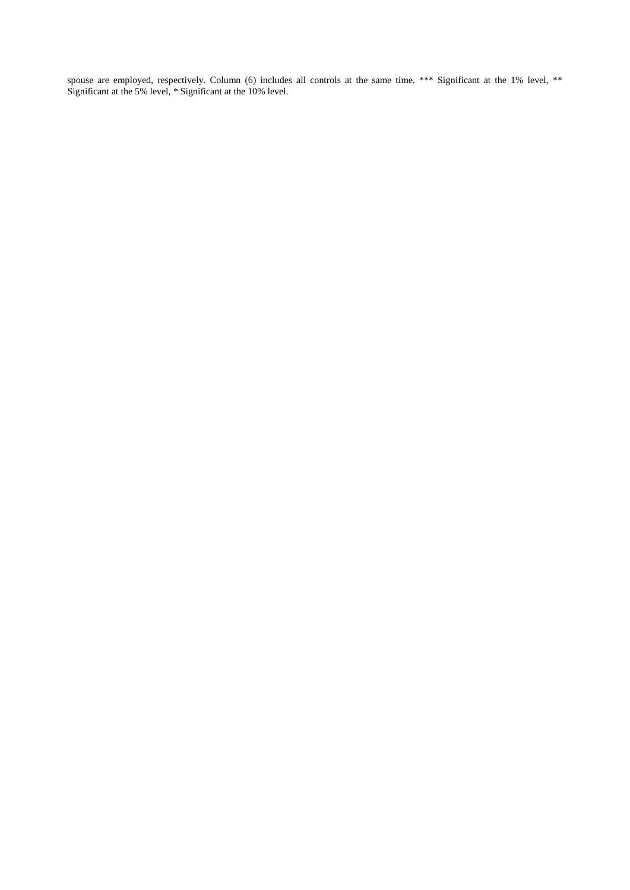spouse are employed, respectively. Column (6) includes all controls at the same time. *** Significant at the 1% level, ** Significant at the 5% level, * Significant at the 10% level.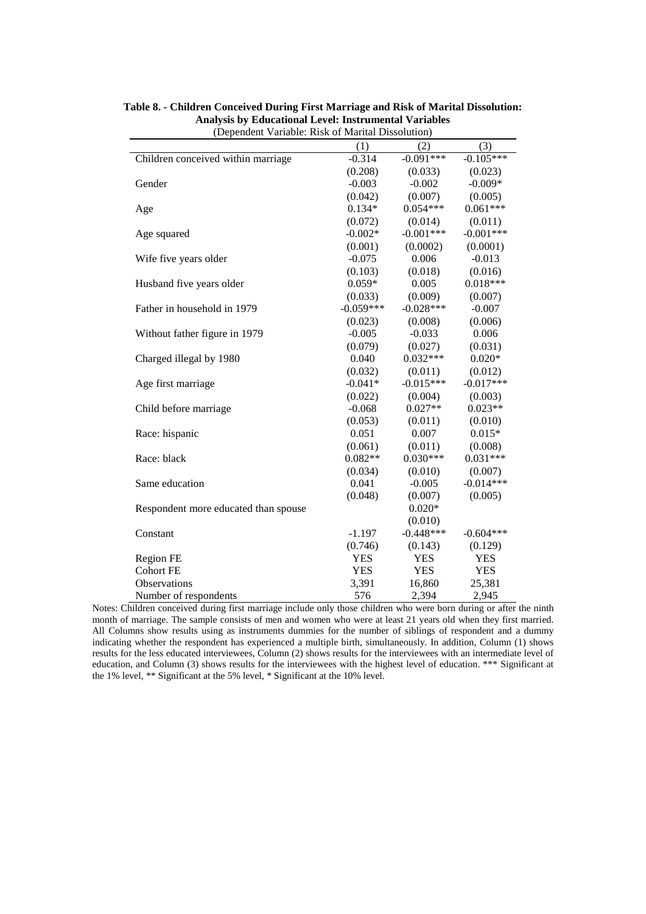**Table 8. - Children Conceived During First Marriage and Risk of Marital Dissolution: Analysis by Educational Level: Instrumental Variables**

(Dependent Variable: Risk of Marital Dissolution)

| | (1) | (2) | (3) |
|---|---|---|---|
| Children conceived within marriage | -0.314 | -0.091*** | -0.105*** |
| | (0.208) | (0.033) | (0.023) |
| Gender | -0.003 | -0.002 | -0.009* |
| | (0.042) | (0.007) | (0.005) |
| Age | 0.134* | 0.054*** | 0.061*** |
| | (0.072) | (0.014) | (0.011) |
| Age squared | -0.002* | -0.001*** | -0.001*** |
| | (0.001) | (0.0002) | (0.0001) |
| Wife five years older | -0.075 | 0.006 | -0.013 |
| | (0.103) | (0.018) | (0.016) |
| Husband five years older | 0.059* | 0.005 | 0.018*** |
| | (0.033) | (0.009) | (0.007) |
| Father in household in 1979 | -0.059*** | -0.028*** | -0.007 |
| | (0.023) | (0.008) | (0.006) |
| Without father figure in 1979 | -0.005 | -0.033 | 0.006 |
| | (0.079) | (0.027) | (0.031) |
| Charged illegal by 1980 | 0.040 | 0.032*** | 0.020* |
| | (0.032) | (0.011) | (0.012) |
| Age first marriage | -0.041* | -0.015*** | -0.017*** |
| | (0.022) | (0.004) | (0.003) |
| Child before marriage | -0.068 | 0.027** | 0.023** |
| | (0.053) | (0.011) | (0.010) |
| Race: hispanic | 0.051 | 0.007 | 0.015* |
| | (0.061) | (0.011) | (0.008) |
| Race: black | 0.082** | 0.030*** | 0.031*** |
| | (0.034) | (0.010) | (0.007) |
| Same education | 0.041 | -0.005 | -0.014*** |
| | (0.048) | (0.007) | (0.005) |
| Respondent more educated than spouse | | 0.020* | |
| | | (0.010) | |
| Constant | -1.197 | -0.448*** | -0.604*** |
| | (0.746) | (0.143) | (0.129) |
| Region FE | YES | YES | YES |
| Cohort FE | YES | YES | YES |
| Observations | 3,391 | 16,860 | 25,381 |
| Number of respondents | 576 | 2,394 | 2,945 |

Notes: Children conceived during first marriage include only those children who were born during or after the ninth month of marriage. The sample consists of men and women who were at least 21 years old when they first married. All Columns show results using as instruments dummies for the number of siblings of respondent and a dummy indicating whether the respondent has experienced a multiple birth, simultaneously. In addition, Column (1) shows results for the less educated interviewees, Column (2) shows results for the interviewees with an intermediate level of education, and Column (3) shows results for the interviewees with the highest level of education. *** Significant at the 1% level, ** Significant at the 5% level, * Significant at the 10% level.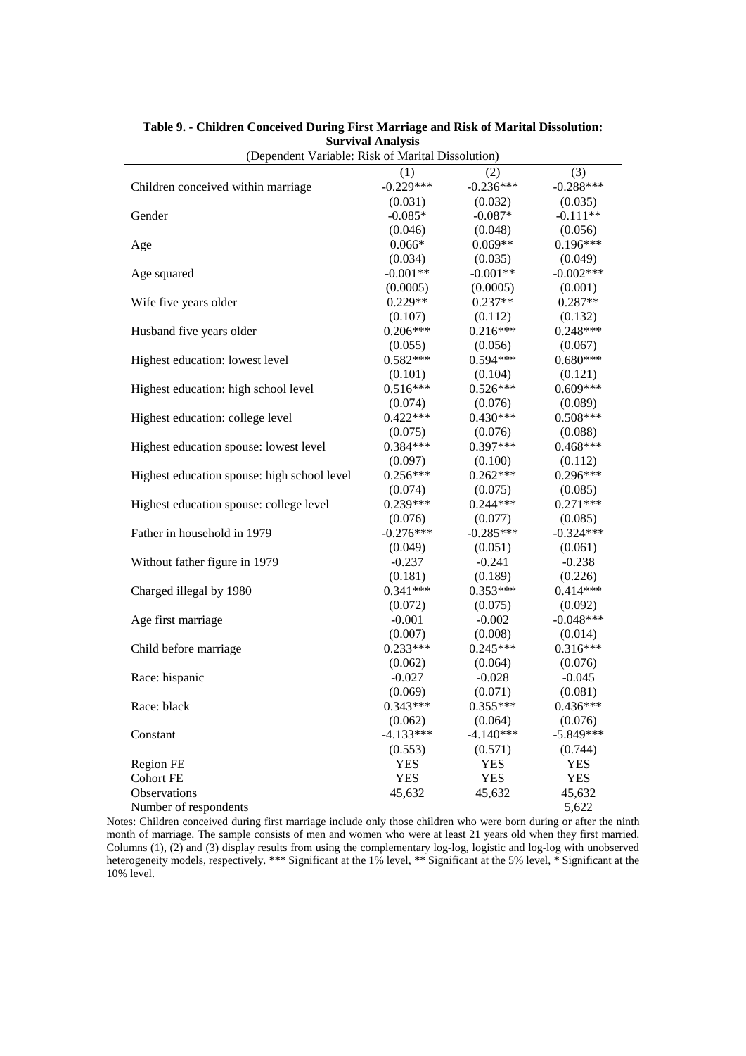**Table 9. - Children Conceived During First Marriage and Risk of Marital Dissolution: Survival Analysis**

(Dependent Variable: Risk of Marital Dissolution)

| | (1) | (2) | (3) |
|---|---|---|---|
| Children conceived within marriage | -0.229*** | -0.236*** | -0.288*** |
| | (0.031) | (0.032) | (0.035) |
| Gender | -0.085* | -0.087* | -0.111** |
| | (0.046) | (0.048) | (0.056) |
| Age | 0.066* | 0.069** | 0.196*** |
| | (0.034) | (0.035) | (0.049) |
| Age squared | -0.001** | -0.001** | -0.002*** |
| | (0.0005) | (0.0005) | (0.001) |
| Wife five years older | 0.229** | 0.237** | 0.287** |
| | (0.107) | (0.112) | (0.132) |
| Husband five years older | 0.206*** | 0.216*** | 0.248*** |
| | (0.055) | (0.056) | (0.067) |
| Highest education: lowest level | 0.582*** | 0.594*** | 0.680*** |
| | (0.101) | (0.104) | (0.121) |
| Highest education: high school level | 0.516*** | 0.526*** | 0.609*** |
| | (0.074) | (0.076) | (0.089) |
| Highest education: college level | 0.422*** | 0.430*** | 0.508*** |
| | (0.075) | (0.076) | (0.088) |
| Highest education spouse: lowest level | 0.384*** | 0.397*** | 0.468*** |
| | (0.097) | (0.100) | (0.112) |
| Highest education spouse: high school level | 0.256*** | 0.262*** | 0.296*** |
| | (0.074) | (0.075) | (0.085) |
| Highest education spouse: college level | 0.239*** | 0.244*** | 0.271*** |
| | (0.076) | (0.077) | (0.085) |
| Father in household in 1979 | -0.276*** | -0.285*** | -0.324*** |
| | (0.049) | (0.051) | (0.061) |
| Without father figure in 1979 | -0.237 | -0.241 | -0.238 |
| | (0.181) | (0.189) | (0.226) |
| Charged illegal by 1980 | 0.341*** | 0.353*** | 0.414*** |
| | (0.072) | (0.075) | (0.092) |
| Age first marriage | -0.001 | -0.002 | -0.048*** |
| | (0.007) | (0.008) | (0.014) |
| Child before marriage | 0.233*** | 0.245*** | 0.316*** |
| | (0.062) | (0.064) | (0.076) |
| Race: hispanic | -0.027 | -0.028 | -0.045 |
| | (0.069) | (0.071) | (0.081) |
| Race: black | 0.343*** | 0.355*** | 0.436*** |
| | (0.062) | (0.064) | (0.076) |
| Constant | -4.133*** | -4.140*** | -5.849*** |
| | (0.553) | (0.571) | (0.744) |
| Region FE | YES | YES | YES |
| Cohort FE | YES | YES | YES |
| Observations | 45,632 | 45,632 | 45,632 |
| Number of respondents | | | 5,622 |

Notes: Children conceived during first marriage include only those children who were born during or after the ninth month of marriage. The sample consists of men and women who were at least 21 years old when they first married. Columns (1), (2) and (3) display results from using the complementary log-log, logistic and log-log with unobserved heterogeneity models, respectively. *** Significant at the 1% level, ** Significant at the 5% level, * Significant at the 10% level.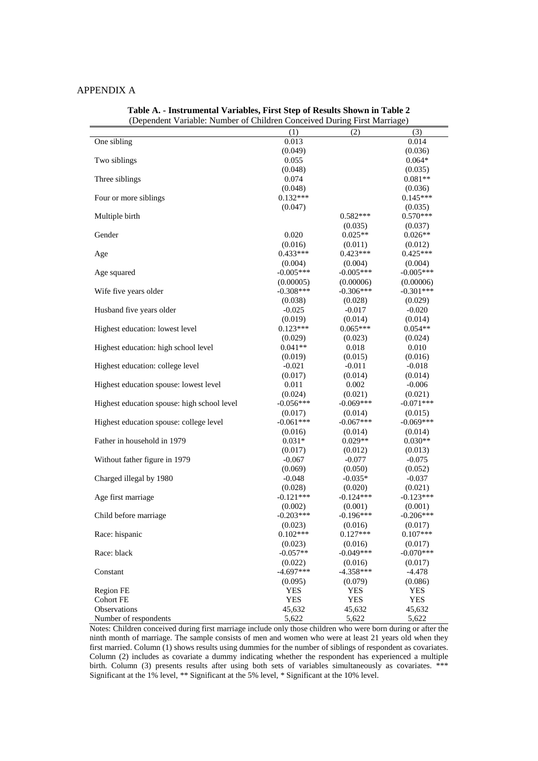APPENDIX A

**Table A. - Instrumental Variables, First Step of Results Shown in Table 2**
(Dependent Variable: Number of Children Conceived During First Marriage)

| | (1) | (2) | (3) |
|---|---|---|---|
| One sibling | 0.013 | | 0.014 |
| | (0.049) | | (0.036) |
| Two siblings | 0.055 | | 0.064* |
| | (0.048) | | (0.035) |
| Three siblings | 0.074 | | 0.081** |
| | (0.048) | | (0.036) |
| Four or more siblings | 0.132*** | | 0.145*** |
| | (0.047) | | (0.035) |
| Multiple birth | | 0.582*** | 0.570*** |
| | | (0.035) | (0.037) |
| Gender | 0.020 | 0.025** | 0.026** |
| | (0.016) | (0.011) | (0.012) |
| Age | 0.433*** | 0.423*** | 0.425*** |
| | (0.004) | (0.004) | (0.004) |
| Age squared | -0.005*** | -0.005*** | -0.005*** |
| | (0.00005) | (0.00006) | (0.00006) |
| Wife five years older | -0.308*** | -0.306*** | -0.301*** |
| | (0.038) | (0.028) | (0.029) |
| Husband five years older | -0.025 | -0.017 | -0.020 |
| | (0.019) | (0.014) | (0.014) |
| Highest education: lowest level | 0.123*** | 0.065*** | 0.054** |
| | (0.029) | (0.023) | (0.024) |
| Highest education: high school level | 0.041** | 0.018 | 0.010 |
| | (0.019) | (0.015) | (0.016) |
| Highest education: college level | -0.021 | -0.011 | -0.018 |
| | (0.017) | (0.014) | (0.014) |
| Highest education spouse: lowest level | 0.011 | 0.002 | -0.006 |
| | (0.024) | (0.021) | (0.021) |
| Highest education spouse: high school level | -0.056*** | -0.069*** | -0.071*** |
| | (0.017) | (0.014) | (0.015) |
| Highest education spouse: college level | -0.061*** | -0.067*** | -0.069*** |
| | (0.016) | (0.014) | (0.014) |
| Father in household in 1979 | 0.031* | 0.029** | 0.030** |
| | (0.017) | (0.012) | (0.013) |
| Without father figure in 1979 | -0.067 | -0.077 | -0.075 |
| | (0.069) | (0.050) | (0.052) |
| Charged illegal by 1980 | -0.048 | -0.035* | -0.037 |
| | (0.028) | (0.020) | (0.021) |
| Age first marriage | -0.121*** | -0.124*** | -0.123*** |
| | (0.002) | (0.001) | (0.001) |
| Child before marriage | -0.203*** | -0.196*** | -0.206*** |
| | (0.023) | (0.016) | (0.017) |
| Race: hispanic | 0.102*** | 0.127*** | 0.107*** |
| | (0.023) | (0.016) | (0.017) |
| Race: black | -0.057** | -0.049*** | -0.070*** |
| | (0.022) | (0.016) | (0.017) |
| Constant | -4.697*** | -4.358*** | -4.478 |
| | (0.095) | (0.079) | (0.086) |
| Region FE | YES | YES | YES |
| Cohort FE | YES | YES | YES |
| Observations | 45,632 | 45,632 | 45,632 |
| Number of respondents | 5,622 | 5,622 | 5,622 |

Notes: Children conceived during first marriage include only those children who were born during or after the ninth month of marriage. The sample consists of men and women who were at least 21 years old when they first married. Column (1) shows results using dummies for the number of siblings of respondent as covariates. Column (2) includes as covariate a dummy indicating whether the respondent has experienced a multiple birth. Column (3) presents results after using both sets of variables simultaneously as covariates. *** Significant at the 1% level, ** Significant at the 5% level, * Significant at the 10% level.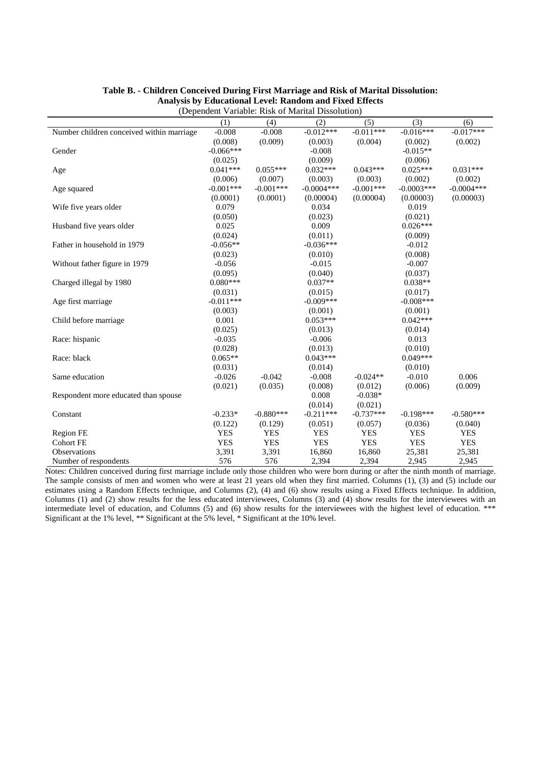**Table B. - Children Conceived During First Marriage and Risk of Marital Dissolution: Analysis by Educational Level: Random and Fixed Effects**

(Dependent Variable: Risk of Marital Dissolution)

| | (1) | (4) | (2) | (5) | (3) | (6) |
|---|---|---|---|---|---|---|
| Number children conceived within marriage | -0.008 | -0.008 | -0.012*** | -0.011*** | -0.016*** | -0.017*** |
| | (0.008) | (0.009) | (0.003) | (0.004) | (0.002) | (0.002) |
| Gender | -0.066*** | | -0.008 | | -0.015** | |
| | (0.025) | | (0.009) | | (0.006) | |
| Age | 0.041*** | 0.055*** | 0.032*** | 0.043*** | 0.025*** | 0.031*** |
| | (0.006) | (0.007) | (0.003) | (0.003) | (0.002) | (0.002) |
| Age squared | -0.001*** | -0.001*** | -0.0004*** | -0.001*** | -0.0003*** | -0.0004*** |
| | (0.0001) | (0.0001) | (0.00004) | (0.00004) | (0.00003) | (0.00003) |
| Wife five years older | 0.079 | | 0.034 | | 0.019 | |
| | (0.050) | | (0.023) | | (0.021) | |
| Husband five years older | 0.025 | | 0.009 | | 0.026*** | |
| | (0.024) | | (0.011) | | (0.009) | |
| Father in household in 1979 | -0.056** | | -0.036*** | | -0.012 | |
| | (0.023) | | (0.010) | | (0.008) | |
| Without father figure in 1979 | -0.056 | | -0.015 | | -0.007 | |
| | (0.095) | | (0.040) | | (0.037) | |
| Charged illegal by 1980 | 0.080*** | | 0.037** | | 0.038** | |
| | (0.031) | | (0.015) | | (0.017) | |
| Age first marriage | -0.011*** | | -0.009*** | | -0.008*** | |
| | (0.003) | | (0.001) | | (0.001) | |
| Child before marriage | 0.001 | | 0.053*** | | 0.042*** | |
| | (0.025) | | (0.013) | | (0.014) | |
| Race: hispanic | -0.035 | | -0.006 | | 0.013 | |
| | (0.028) | | (0.013) | | (0.010) | |
| Race: black | 0.065** | | 0.043*** | | 0.049*** | |
| | (0.031) | | (0.014) | | (0.010) | |
| Same education | -0.026 | -0.042 | -0.008 | -0.024** | -0.010 | 0.006 |
| | (0.021) | (0.035) | (0.008) | (0.012) | (0.006) | (0.009) |
| Respondent more educated than spouse | | | 0.008 | -0.038* | | |
| | | | (0.014) | (0.021) | | |
| Constant | -0.233* | -0.880*** | -0.211*** | -0.737*** | -0.198*** | -0.580*** |
| | (0.122) | (0.129) | (0.051) | (0.057) | (0.036) | (0.040) |
| Region FE | YES | YES | YES | YES | YES | YES |
| Cohort FE | YES | YES | YES | YES | YES | YES |
| Observations | 3,391 | 3,391 | 16,860 | 16,860 | 25,381 | 25,381 |
| Number of respondents | 576 | 576 | 2,394 | 2,394 | 2,945 | 2,945 |

Notes: Children conceived during first marriage include only those children who were born during or after the ninth month of marriage. The sample consists of men and women who were at least 21 years old when they first married. Columns (1), (3) and (5) include our estimates using a Random Effects technique, and Columns (2), (4) and (6) show results using a Fixed Effects technique. In addition, Columns (1) and (2) show results for the less educated interviewees, Columns (3) and (4) show results for the interviewees with an intermediate level of education, and Columns (5) and (6) show results for the interviewees with the highest level of education. *** Significant at the 1% level, ** Significant at the 5% level, * Significant at the 10% level.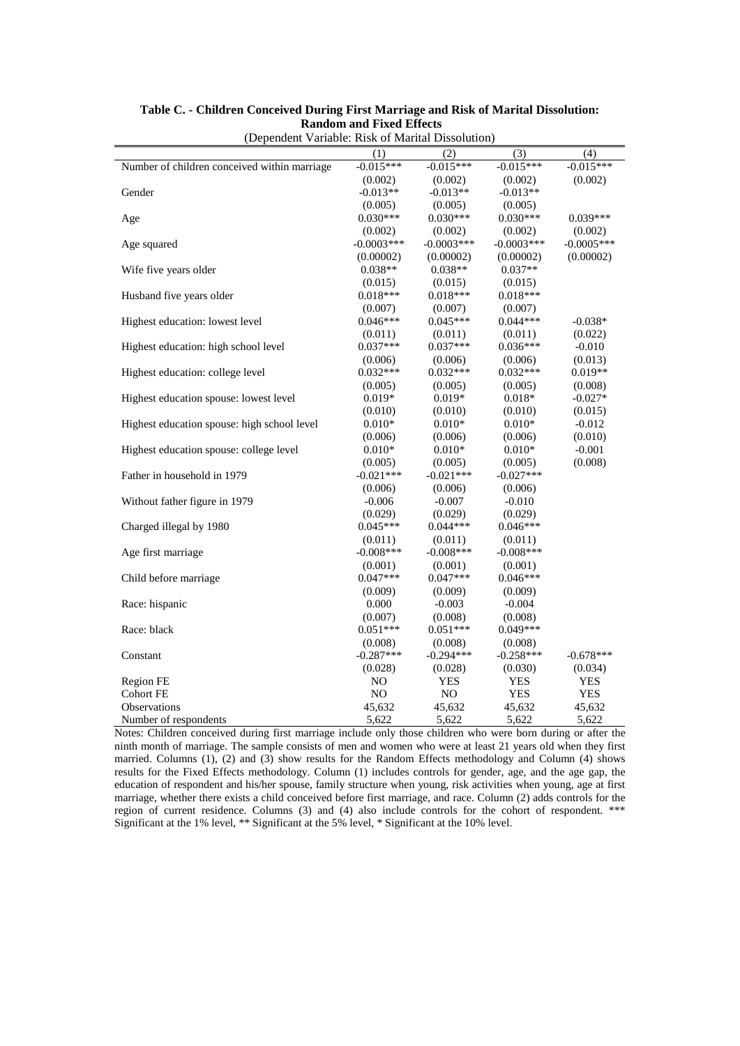**Table C. - Children Conceived During First Marriage and Risk of Marital Dissolution: Random and Fixed Effects**

(Dependent Variable: Risk of Marital Dissolution)

| | (1) | (2) | (3) | (4) |
|---|---|---|---|---|
| Number of children conceived within marriage | -0.015*** | -0.015*** | -0.015*** | -0.015*** |
| | (0.002) | (0.002) | (0.002) | (0.002) |
| Gender | -0.013** | -0.013** | -0.013** | |
| | (0.005) | (0.005) | (0.005) | |
| Age | 0.030*** | 0.030*** | 0.030*** | 0.039*** |
| | (0.002) | (0.002) | (0.002) | (0.002) |
| Age squared | -0.0003*** | -0.0003*** | -0.0003*** | -0.0005*** |
| | (0.00002) | (0.00002) | (0.00002) | (0.00002) |
| Wife five years older | 0.038** | 0.038** | 0.037** | |
| | (0.015) | (0.015) | (0.015) | |
| Husband five years older | 0.018*** | 0.018*** | 0.018*** | |
| | (0.007) | (0.007) | (0.007) | |
| Highest education: lowest level | 0.046*** | 0.045*** | 0.044*** | -0.038* |
| | (0.011) | (0.011) | (0.011) | (0.022) |
| Highest education: high school level | 0.037*** | 0.037*** | 0.036*** | -0.010 |
| | (0.006) | (0.006) | (0.006) | (0.013) |
| Highest education: college level | 0.032*** | 0.032*** | 0.032*** | 0.019** |
| | (0.005) | (0.005) | (0.005) | (0.008) |
| Highest education spouse: lowest level | 0.019* | 0.019* | 0.018* | -0.027* |
| | (0.010) | (0.010) | (0.010) | (0.015) |
| Highest education spouse: high school level | 0.010* | 0.010* | 0.010* | -0.012 |
| | (0.006) | (0.006) | (0.006) | (0.010) |
| Highest education spouse: college level | 0.010* | 0.010* | 0.010* | -0.001 |
| | (0.005) | (0.005) | (0.005) | (0.008) |
| Father in household in 1979 | -0.021*** | -0.021*** | -0.027*** | |
| | (0.006) | (0.006) | (0.006) | |
| Without father figure in 1979 | -0.006 | -0.007 | -0.010 | |
| | (0.029) | (0.029) | (0.029) | |
| Charged illegal by 1980 | 0.045*** | 0.044*** | 0.046*** | |
| | (0.011) | (0.011) | (0.011) | |
| Age first marriage | -0.008*** | -0.008*** | -0.008*** | |
| | (0.001) | (0.001) | (0.001) | |
| Child before marriage | 0.047*** | 0.047*** | 0.046*** | |
| | (0.009) | (0.009) | (0.009) | |
| Race: hispanic | 0.000 | -0.003 | -0.004 | |
| | (0.007) | (0.008) | (0.008) | |
| Race: black | 0.051*** | 0.051*** | 0.049*** | |
| | (0.008) | (0.008) | (0.008) | |
| Constant | -0.287*** | -0.294*** | -0.258*** | -0.678*** |
| | (0.028) | (0.028) | (0.030) | (0.034) |
| Region FE | NO | YES | YES | YES |
| Cohort FE | NO | NO | YES | YES |
| Observations | 45,632 | 45,632 | 45,632 | 45,632 |
| Number of respondents | 5,622 | 5,622 | 5,622 | 5,622 |

Notes: Children conceived during first marriage include only those children who were born during or after the ninth month of marriage. The sample consists of men and women who were at least 21 years old when they first married. Columns (1), (2) and (3) show results for the Random Effects methodology and Column (4) shows results for the Fixed Effects methodology. Column (1) includes controls for gender, age, and the age gap, the education of respondent and his/her spouse, family structure when young, risk activities when young, age at first marriage, whether there exists a child conceived before first marriage, and race. Column (2) adds controls for the region of current residence. Columns (3) and (4) also include controls for the cohort of respondent. *** Significant at the 1% level, ** Significant at the 5% level, * Significant at the 10% level.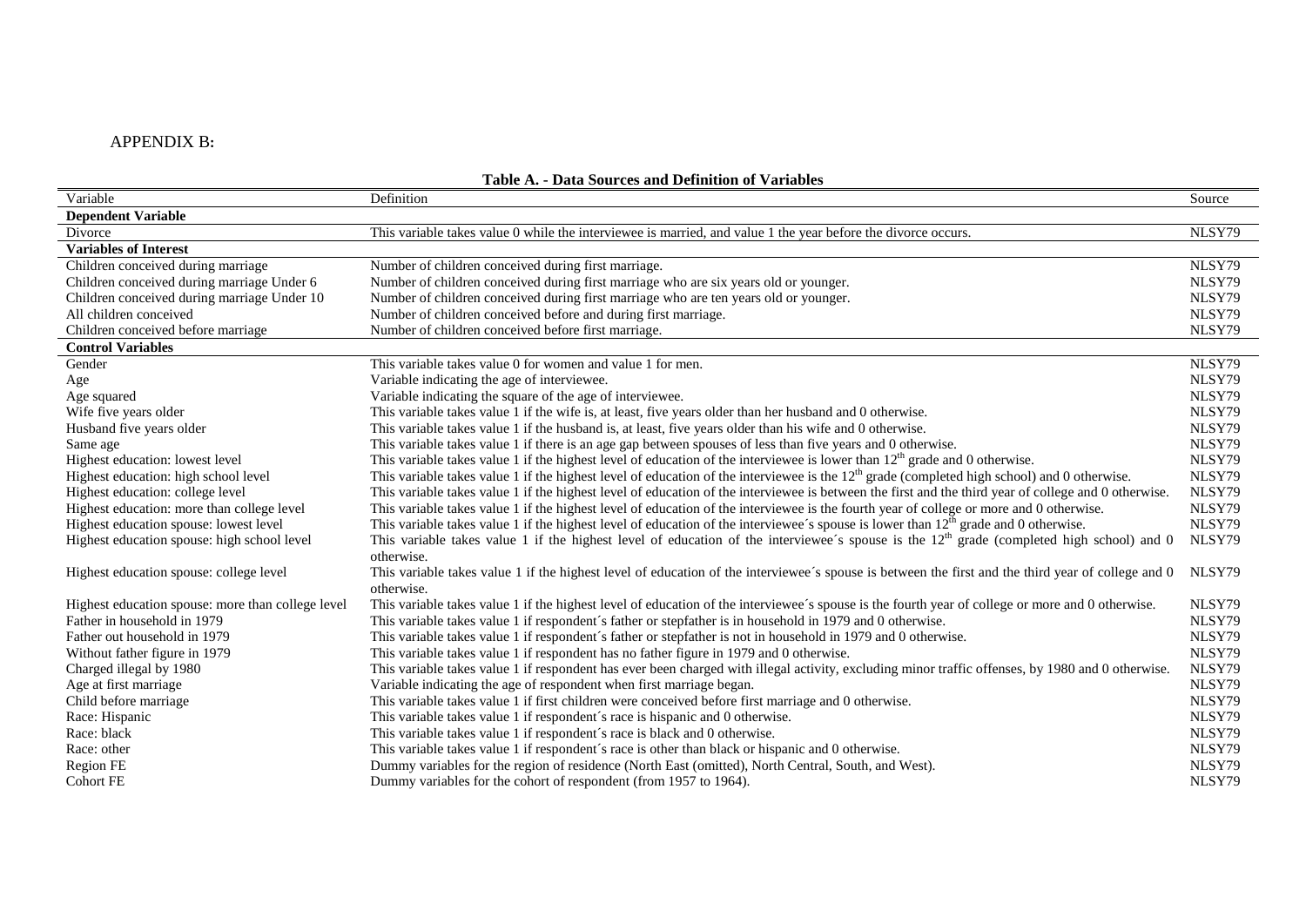APPENDIX B:

**Table A. - Data Sources and Definition of Variables**

| Variable | Definition | Source |
|---|---|---|
| **Dependent Variable** | | |
| Divorce | This variable takes value 0 while the interviewee is married, and value 1 the year before the divorce occurs. | NLSY79 |
| **Variables of Interest** | | |
| Children conceived during marriage | Number of children conceived during first marriage. | NLSY79 |
| Children conceived during marriage Under 6 | Number of children conceived during first marriage who are six years old or younger. | NLSY79 |
| Children conceived during marriage Under 10 | Number of children conceived during first marriage who are ten years old or younger. | NLSY79 |
| All children conceived | Number of children conceived before and during first marriage. | NLSY79 |
| Children conceived before marriage | Number of children conceived before first marriage. | NLSY79 |
| **Control Variables** | | |
| Gender | This variable takes value 0 for women and value 1 for men. | NLSY79 |
| Age | Variable indicating the age of interviewee. | NLSY79 |
| Age squared | Variable indicating the square of the age of interviewee. | NLSY79 |
| Wife five years older | This variable takes value 1 if the wife is, at least, five years older than her husband and 0 otherwise. | NLSY79 |
| Husband five years older | This variable takes value 1 if the husband is, at least, five years older than his wife and 0 otherwise. | NLSY79 |
| Same age | This variable takes value 1 if there is an age gap between spouses of less than five years and 0 otherwise. | NLSY79 |
| Highest education: lowest level | This variable takes value 1 if the highest level of education of the interviewee is lower than 12th grade and 0 otherwise. | NLSY79 |
| Highest education: high school level | This variable takes value 1 if the highest level of education of the interviewee is the 12th grade (completed high school) and 0 otherwise. | NLSY79 |
| Highest education: college level | This variable takes value 1 if the highest level of education of the interviewee is between the first and the third year of college and 0 otherwise. | NLSY79 |
| Highest education: more than college level | This variable takes value 1 if the highest level of education of the interviewee is the fourth year of college or more and 0 otherwise. | NLSY79 |
| Highest education spouse: lowest level | This variable takes value 1 if the highest level of education of the interviewee´s spouse is lower than 12th grade and 0 otherwise. | NLSY79 |
| Highest education spouse: high school level | This variable takes value 1 if the highest level of education of the interviewee´s spouse is the 12th grade (completed high school) and 0 otherwise. | NLSY79 |
| Highest education spouse: college level | This variable takes value 1 if the highest level of education of the interviewee´s spouse is between the first and the third year of college and 0 otherwise. | NLSY79 |
| Highest education spouse: more than college level | This variable takes value 1 if the highest level of education of the interviewee´s spouse is the fourth year of college or more and 0 otherwise. | NLSY79 |
| Father in household in 1979 | This variable takes value 1 if respondent´s father or stepfather is in household in 1979 and 0 otherwise. | NLSY79 |
| Father out household in 1979 | This variable takes value 1 if respondent´s father or stepfather is not in household in 1979 and 0 otherwise. | NLSY79 |
| Without father figure in 1979 | This variable takes value 1 if respondent has no father figure in 1979 and 0 otherwise. | NLSY79 |
| Charged illegal by 1980 | This variable takes value 1 if respondent has ever been charged with illegal activity, excluding minor traffic offenses, by 1980 and 0 otherwise. | NLSY79 |
| Age at first marriage | Variable indicating the age of respondent when first marriage began. | NLSY79 |
| Child before marriage | This variable takes value 1 if first children were conceived before first marriage and 0 otherwise. | NLSY79 |
| Race: Hispanic | This variable takes value 1 if respondent´s race is hispanic and 0 otherwise. | NLSY79 |
| Race: black | This variable takes value 1 if respondent´s race is black and 0 otherwise. | NLSY79 |
| Race: other | This variable takes value 1 if respondent´s race is other than black or hispanic and 0 otherwise. | NLSY79 |
| Region FE | Dummy variables for the region of residence (North East (omitted), North Central, South, and West). | NLSY79 |
| Cohort FE | Dummy variables for the cohort of respondent (from 1957 to 1964). | NLSY79 |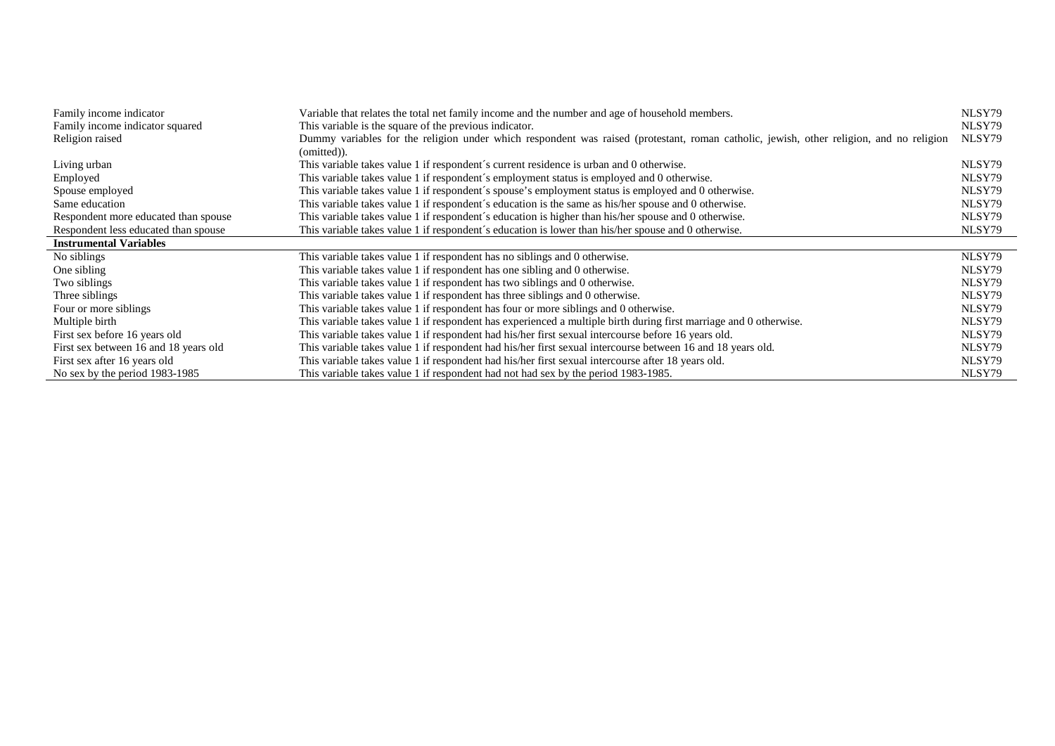| | | |
|---|---|---|
| Family income indicator | Variable that relates the total net family income and the number and age of household members. | NLSY79 |
| Family income indicator squared | This variable is the square of the previous indicator. | NLSY79 |
| Religion raised | Dummy variables for the religion under which respondent was raised (protestant, roman catholic, jewish, other religion, and no religion (omitted)). | NLSY79 |
| Living urban | This variable takes value 1 if respondent´s current residence is urban and 0 otherwise. | NLSY79 |
| Employed | This variable takes value 1 if respondent´s employment status is employed and 0 otherwise. | NLSY79 |
| Spouse employed | This variable takes value 1 if respondent´s spouse's employment status is employed and 0 otherwise. | NLSY79 |
| Same education | This variable takes value 1 if respondent´s education is the same as his/her spouse and 0 otherwise. | NLSY79 |
| Respondent more educated than spouse | This variable takes value 1 if respondent´s education is higher than his/her spouse and 0 otherwise. | NLSY79 |
| Respondent less educated than spouse | This variable takes value 1 if respondent´s education is lower than his/her spouse and 0 otherwise. | NLSY79 |
| **Instrumental Variables** | | |
| No siblings | This variable takes value 1 if respondent has no siblings and 0 otherwise. | NLSY79 |
| One sibling | This variable takes value 1 if respondent has one sibling and 0 otherwise. | NLSY79 |
| Two siblings | This variable takes value 1 if respondent has two siblings and 0 otherwise. | NLSY79 |
| Three siblings | This variable takes value 1 if respondent has three siblings and 0 otherwise. | NLSY79 |
| Four or more siblings | This variable takes value 1 if respondent has four or more siblings and 0 otherwise. | NLSY79 |
| Multiple birth | This variable takes value 1 if respondent has experienced a multiple birth during first marriage and 0 otherwise. | NLSY79 |
| First sex before 16 years old | This variable takes value 1 if respondent had his/her first sexual intercourse before 16 years old. | NLSY79 |
| First sex between 16 and 18 years old | This variable takes value 1 if respondent had his/her first sexual intercourse between 16 and 18 years old. | NLSY79 |
| First sex after 16 years old | This variable takes value 1 if respondent had his/her first sexual intercourse after 18 years old. | NLSY79 |
| No sex by the period 1983-1985 | This variable takes value 1 if respondent had not had sex by the period 1983-1985. | NLSY79 |